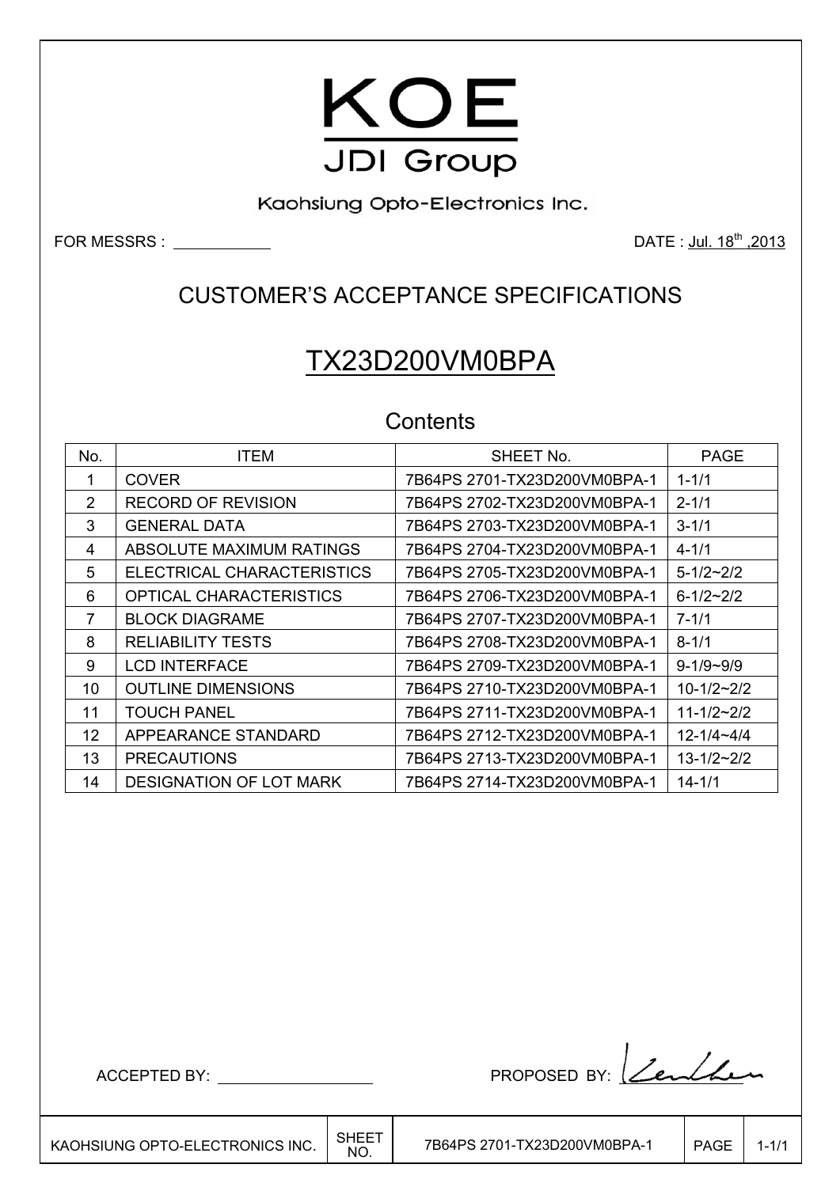# KOE

JDI Group

Kaohsiung Opto-Electronics Inc.

FOR MESSRS : \_\_\_\_\_\_\_\_\_\_\_\_ DATE : Jul. 18th ,2013

## CUSTOMER'S ACCEPTANCE SPECIFICATIONS

# TX23D200VM0BPA

### Contents

| No. | ITEM | SHEET No. | PAGE |
|---|---|---|---|
| 1 | COVER | 7B64PS 2701-TX23D200VM0BPA-1 | 1-1/1 |
| 2 | RECORD OF REVISION | 7B64PS 2702-TX23D200VM0BPA-1 | 2-1/1 |
| 3 | GENERAL DATA | 7B64PS 2703-TX23D200VM0BPA-1 | 3-1/1 |
| 4 | ABSOLUTE MAXIMUM RATINGS | 7B64PS 2704-TX23D200VM0BPA-1 | 4-1/1 |
| 5 | ELECTRICAL CHARACTERISTICS | 7B64PS 2705-TX23D200VM0BPA-1 | 5-1/2~2/2 |
| 6 | OPTICAL CHARACTERISTICS | 7B64PS 2706-TX23D200VM0BPA-1 | 6-1/2~2/2 |
| 7 | BLOCK DIAGRAME | 7B64PS 2707-TX23D200VM0BPA-1 | 7-1/1 |
| 8 | RELIABILITY TESTS | 7B64PS 2708-TX23D200VM0BPA-1 | 8-1/1 |
| 9 | LCD INTERFACE | 7B64PS 2709-TX23D200VM0BPA-1 | 9-1/9~9/9 |
| 10 | OUTLINE DIMENSIONS | 7B64PS 2710-TX23D200VM0BPA-1 | 10-1/2~2/2 |
| 11 | TOUCH PANEL | 7B64PS 2711-TX23D200VM0BPA-1 | 11-1/2~2/2 |
| 12 | APPEARANCE STANDARD | 7B64PS 2712-TX23D200VM0BPA-1 | 12-1/4~4/4 |
| 13 | PRECAUTIONS | 7B64PS 2713-TX23D200VM0BPA-1 | 13-1/2~2/2 |
| 14 | DESIGNATION OF LOT MARK | 7B64PS 2714-TX23D200VM0BPA-1 | 14-1/1 |

ACCEPTED BY: \_\_\_\_\_\_\_\_\_\_\_\_\_\_\_\_ PROPOSED BY: Kenlken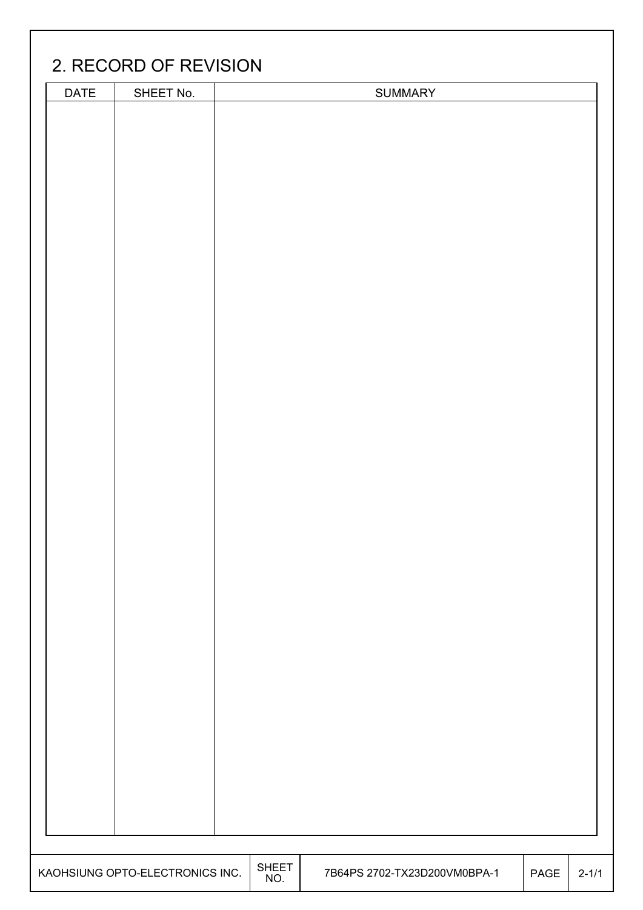## 2. RECORD OF REVISION

| DATE | SHEET No. | SUMMARY |
|---|---|---|
| | | |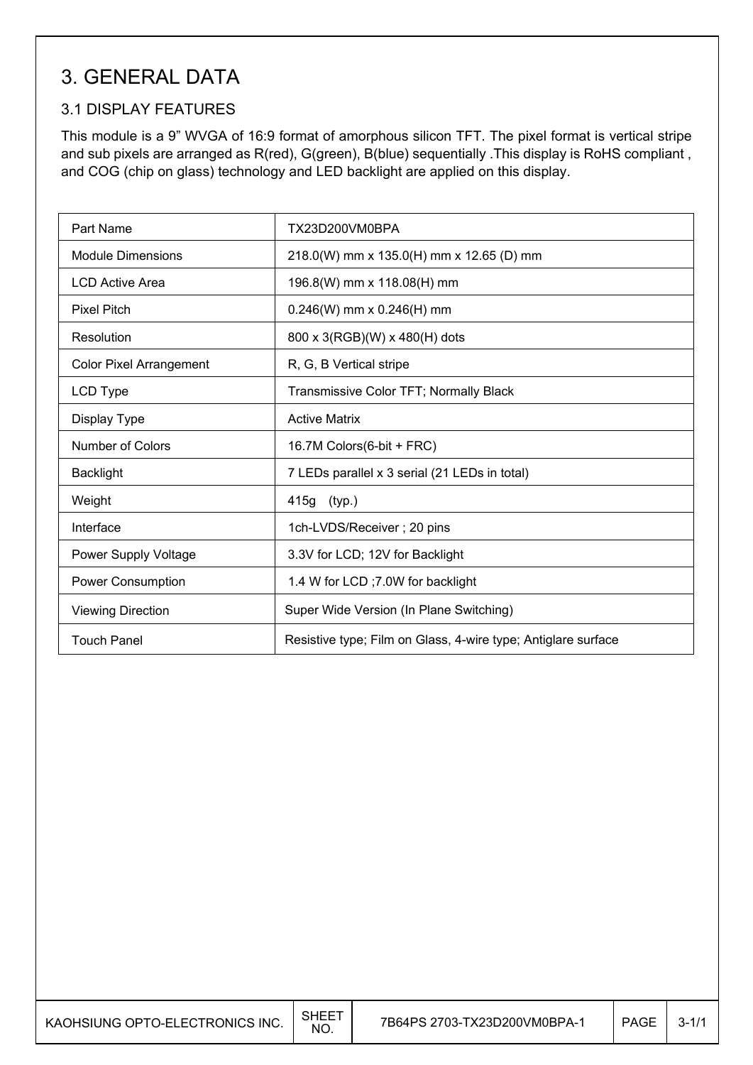# 3. GENERAL DATA

## 3.1 DISPLAY FEATURES

This module is a 9" WVGA of 16:9 format of amorphous silicon TFT. The pixel format is vertical stripe and sub pixels are arranged as R(red), G(green), B(blue) sequentially .This display is RoHS compliant , and COG (chip on glass) technology and LED backlight are applied on this display.

| Part Name | TX23D200VM0BPA |
|---|---|
| Module Dimensions | 218.0(W) mm x 135.0(H) mm x 12.65 (D) mm |
| LCD Active Area | 196.8(W) mm x 118.08(H) mm |
| Pixel Pitch | 0.246(W) mm x 0.246(H) mm |
| Resolution | 800 x 3(RGB)(W) x 480(H) dots |
| Color Pixel Arrangement | R, G, B Vertical stripe |
| LCD Type | Transmissive Color TFT; Normally Black |
| Display Type | Active Matrix |
| Number of Colors | 16.7M Colors(6-bit + FRC) |
| Backlight | 7 LEDs parallel x 3 serial (21 LEDs in total) |
| Weight | 415g (typ.) |
| Interface | 1ch-LVDS/Receiver ; 20 pins |
| Power Supply Voltage | 3.3V for LCD; 12V for Backlight |
| Power Consumption | 1.4 W for LCD ;7.0W for backlight |
| Viewing Direction | Super Wide Version (In Plane Switching) |
| Touch Panel | Resistive type; Film on Glass, 4-wire type; Antiglare surface |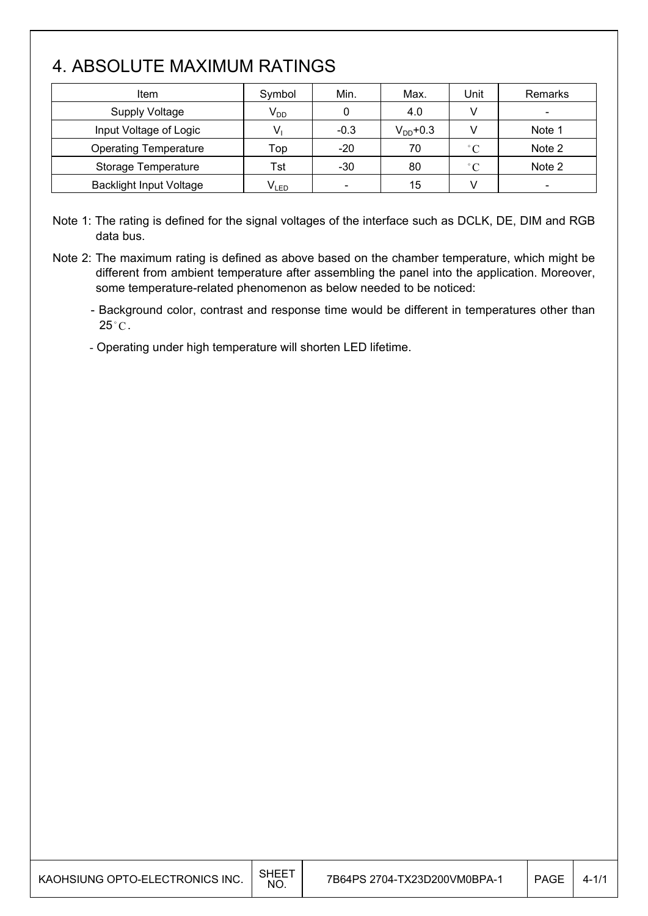# 4. ABSOLUTE MAXIMUM RATINGS

| Item | Symbol | Min. | Max. | Unit | Remarks |
|---|---|---|---|---|---|
| Supply Voltage | $V_{DD}$ | 0 | 4.0 | V | - |
| Input Voltage of Logic | $V_I$ | -0.3 | $V_{DD}$+0.3 | V | Note 1 |
| Operating Temperature | Top | -20 | 70 | °C | Note 2 |
| Storage Temperature | Tst | -30 | 80 | °C | Note 2 |
| Backlight Input Voltage | $V_{LED}$ | - | 15 | V | - |

Note 1: The rating is defined for the signal voltages of the interface such as DCLK, DE, DIM and RGB data bus.

Note 2: The maximum rating is defined as above based on the chamber temperature, which might be different from ambient temperature after assembling the panel into the application. Moreover, some temperature-related phenomenon as below needed to be noticed:

- Background color, contrast and response time would be different in temperatures other than 25°C.
- Operating under high temperature will shorten LED lifetime.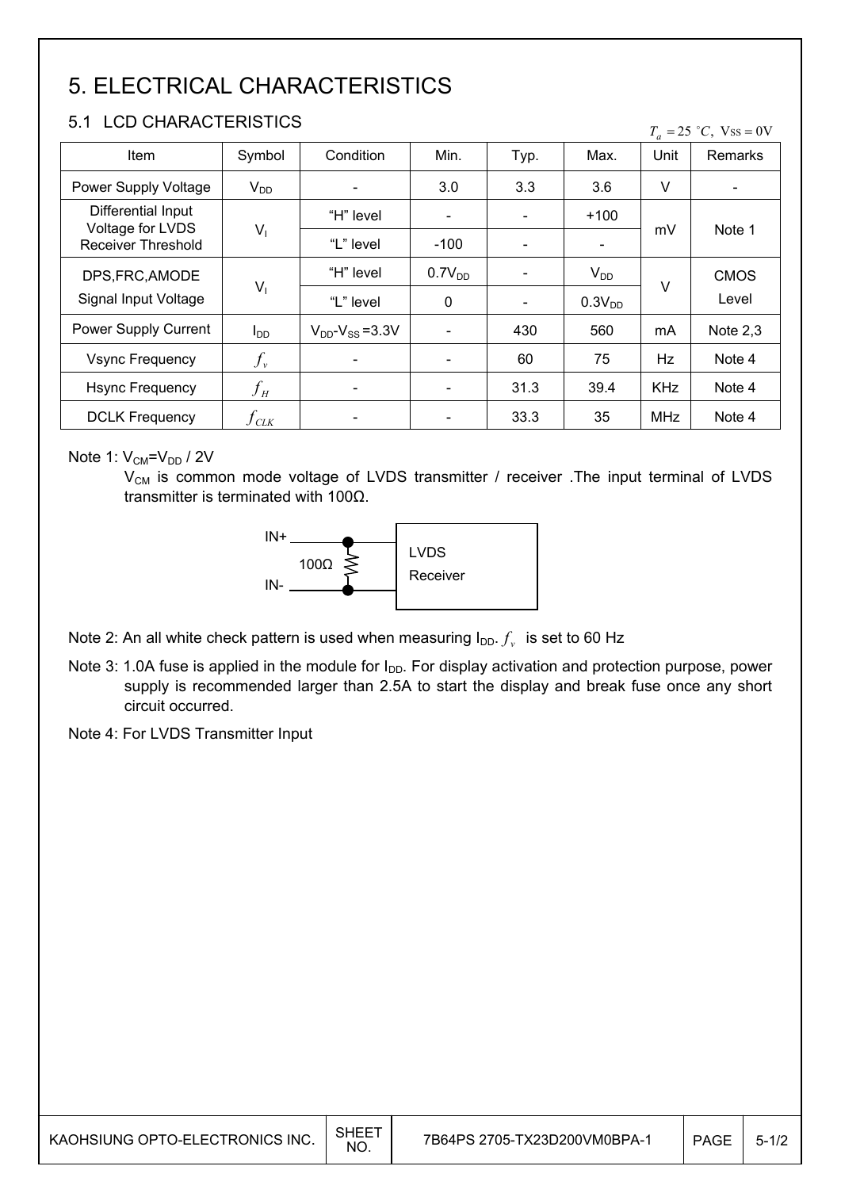# 5. ELECTRICAL CHARACTERISTICS

## 5.1 LCD CHARACTERISTICS

$T_a = 25\ ^\circ C,\ Vss = 0V$

| Item | Symbol | Condition | Min. | Typ. | Max. | Unit | Remarks |
|---|---|---|---|---|---|---|---|
| Power Supply Voltage | $V_{DD}$ | - | 3.0 | 3.3 | 3.6 | V | - |
| Differential Input Voltage for LVDS Receiver Threshold | $V_I$ | "H" level | - | - | +100 | mV | Note 1 |
| | | "L" level | -100 | - | - | | |
| DPS,FRC,AMODE Signal Input Voltage | $V_I$ | "H" level | $0.7V_{DD}$ | - | $V_{DD}$ | V | CMOS Level |
| | | "L" level | 0 | - | $0.3V_{DD}$ | | |
| Power Supply Current | $I_{DD}$ | $V_{DD}$-$V_{SS}$ =3.3V | - | 430 | 560 | mA | Note 2,3 |
| Vsync Frequency | $f_v$ | - | - | 60 | 75 | Hz | Note 4 |
| Hsync Frequency | $f_H$ | - | - | 31.3 | 39.4 | KHz | Note 4 |
| DCLK Frequency | $f_{CLK}$ | - | - | 33.3 | 35 | MHz | Note 4 |

Note 1: $V_{CM}$=$V_{DD}$ / 2V

$V_{CM}$ is common mode voltage of LVDS transmitter / receiver .The input terminal of LVDS transmitter is terminated with 100Ω.

IN+ / IN- — 100Ω — LVDS Receiver

Note 2: An all white check pattern is used when measuring $I_{DD}$. $f_v$ is set to 60 Hz

Note 3: 1.0A fuse is applied in the module for $I_{DD}$. For display activation and protection purpose, power supply is recommended larger than 2.5A to start the display and break fuse once any short circuit occurred.

Note 4: For LVDS Transmitter Input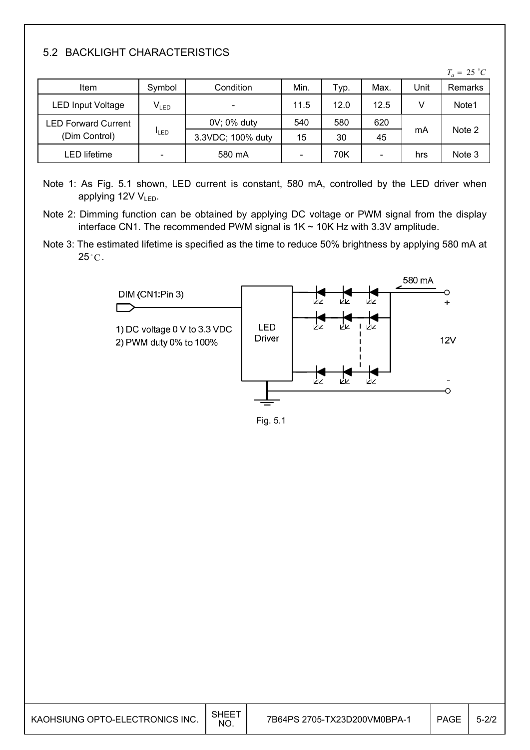## 5.2 BACKLIGHT CHARACTERISTICS

$T_a = 25\,^{\circ}C$

| Item | Symbol | Condition | Min. | Typ. | Max. | Unit | Remarks |
|---|---|---|---|---|---|---|---|
| LED Input Voltage | $V_{LED}$ | - | 11.5 | 12.0 | 12.5 | V | Note1 |
| LED Forward Current (Dim Control) | $I_{LED}$ | 0V; 0% duty | 540 | 580 | 620 | mA | Note 2 |
| | | 3.3VDC; 100% duty | 15 | 30 | 45 | | |
| LED lifetime | - | 580 mA | - | 70K | - | hrs | Note 3 |

Note 1: As Fig. 5.1 shown, LED current is constant, 580 mA, controlled by the LED driver when applying 12V $V_{LED}$.

Note 2: Dimming function can be obtained by applying DC voltage or PWM signal from the display interface CN1. The recommended PWM signal is 1K ~ 10K Hz with 3.3V amplitude.

Note 3: The estimated lifetime is specified as the time to reduce 50% brightness by applying 580 mA at 25 °C.

DIM (CN1:Pin 3)

1) DC voltage 0 V to 3.3 VDC
2) PWM duty 0% to 100%

LED Driver

580 mA

12V

Fig. 5.1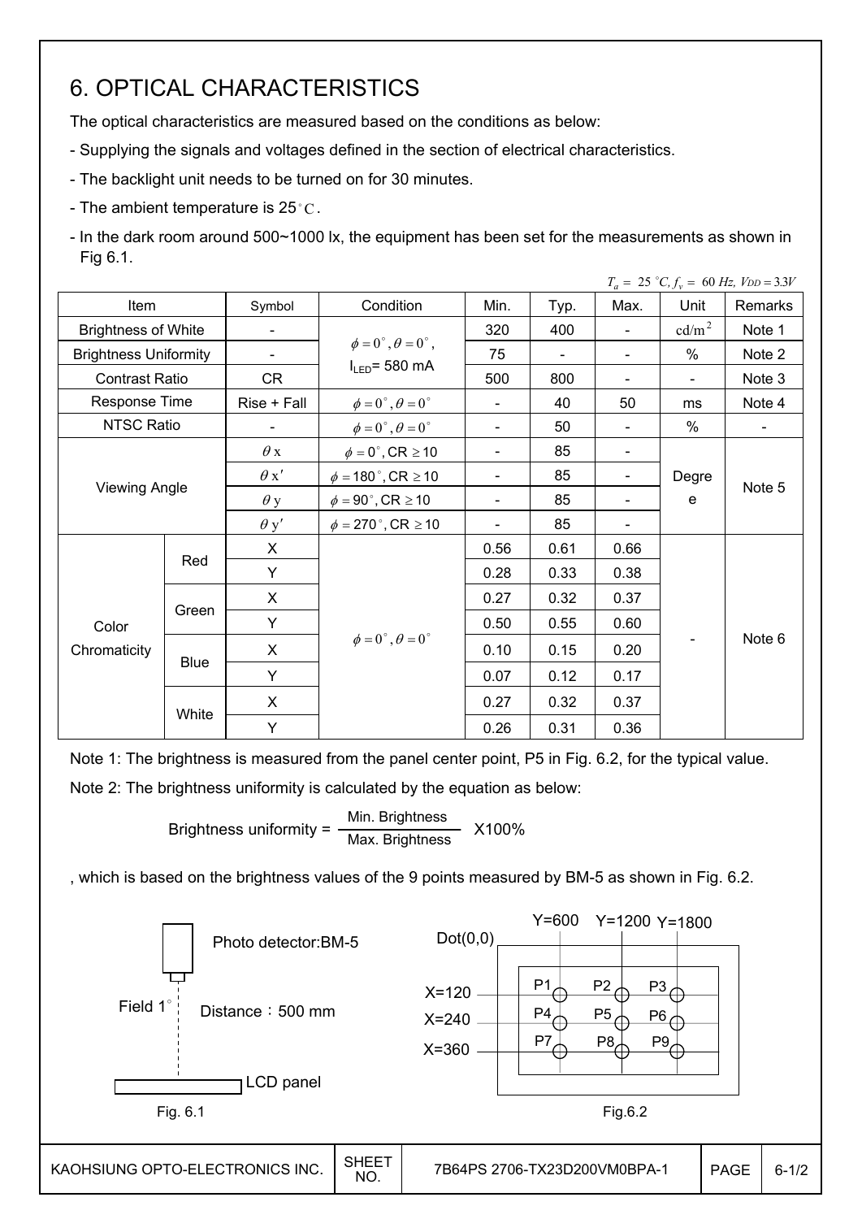# 6. OPTICAL CHARACTERISTICS

The optical characteristics are measured based on the conditions as below:

- Supplying the signals and voltages defined in the section of electrical characteristics.
- The backlight unit needs to be turned on for 30 minutes.
- The ambient temperature is 25°C.
- In the dark room around 500~1000 lx, the equipment has been set for the measurements as shown in Fig 6.1.

$T_a = 25\ ^{\circ}C, f_v = 60\ Hz, V_{DD} = 3.3V$

| Item | | Symbol | Condition | Min. | Typ. | Max. | Unit | Remarks |
|---|---|---|---|---|---|---|---|---|
| Brightness of White | | - | $\phi = 0^{\circ}, \theta = 0^{\circ}$, $I_{LED}$= 580 mA | 320 | 400 | - | $cd/m^2$ | Note 1 |
| Brightness Uniformity | | - | | 75 | - | - | % | Note 2 |
| Contrast Ratio | | CR | | 500 | 800 | - | - | Note 3 |
| Response Time | | Rise + Fall | $\phi = 0^{\circ}, \theta = 0^{\circ}$ | - | 40 | 50 | ms | Note 4 |
| NTSC Ratio | | - | $\phi = 0^{\circ}, \theta = 0^{\circ}$ | - | 50 | - | % | - |
| Viewing Angle | | $\theta x$ | $\phi = 0^{\circ}$, CR $\geq$ 10 | - | 85 | - | Degree | Note 5 |
| | | $\theta x'$ | $\phi = 180^{\circ}$, CR $\geq$ 10 | - | 85 | - | | |
| | | $\theta y$ | $\phi = 90^{\circ}$, CR $\geq$ 10 | - | 85 | - | | |
| | | $\theta y'$ | $\phi = 270^{\circ}$, CR $\geq$ 10 | - | 85 | - | | |
| Color Chromaticity | Red | X | $\phi = 0^{\circ}, \theta = 0^{\circ}$ | 0.56 | 0.61 | 0.66 | - | Note 6 |
| | | Y | | 0.28 | 0.33 | 0.38 | | |
| | Green | X | | 0.27 | 0.32 | 0.37 | | |
| | | Y | | 0.50 | 0.55 | 0.60 | | |
| | Blue | X | | 0.10 | 0.15 | 0.20 | | |
| | | Y | | 0.07 | 0.12 | 0.17 | | |
| | White | X | | 0.27 | 0.32 | 0.37 | | |
| | | Y | | 0.26 | 0.31 | 0.36 | | |

Note 1: The brightness is measured from the panel center point, P5 in Fig. 6.2, for the typical value.

Note 2: The brightness uniformity is calculated by the equation as below:

$$\text{Brightness uniformity} = \frac{\text{Min. Brightness}}{\text{Max. Brightness}} \times 100\%$$

, which is based on the brightness values of the 9 points measured by BM-5 as shown in Fig. 6.2.

Photo detector:BM-5

Field 1°

Distance：500 mm

LCD panel

Fig. 6.1

Dot(0,0)

Y=600 Y=1200 Y=1800

X=120 X=240 X=360

P1 P2 P3 P4 P5 P6 P7 P8 P9

Fig.6.2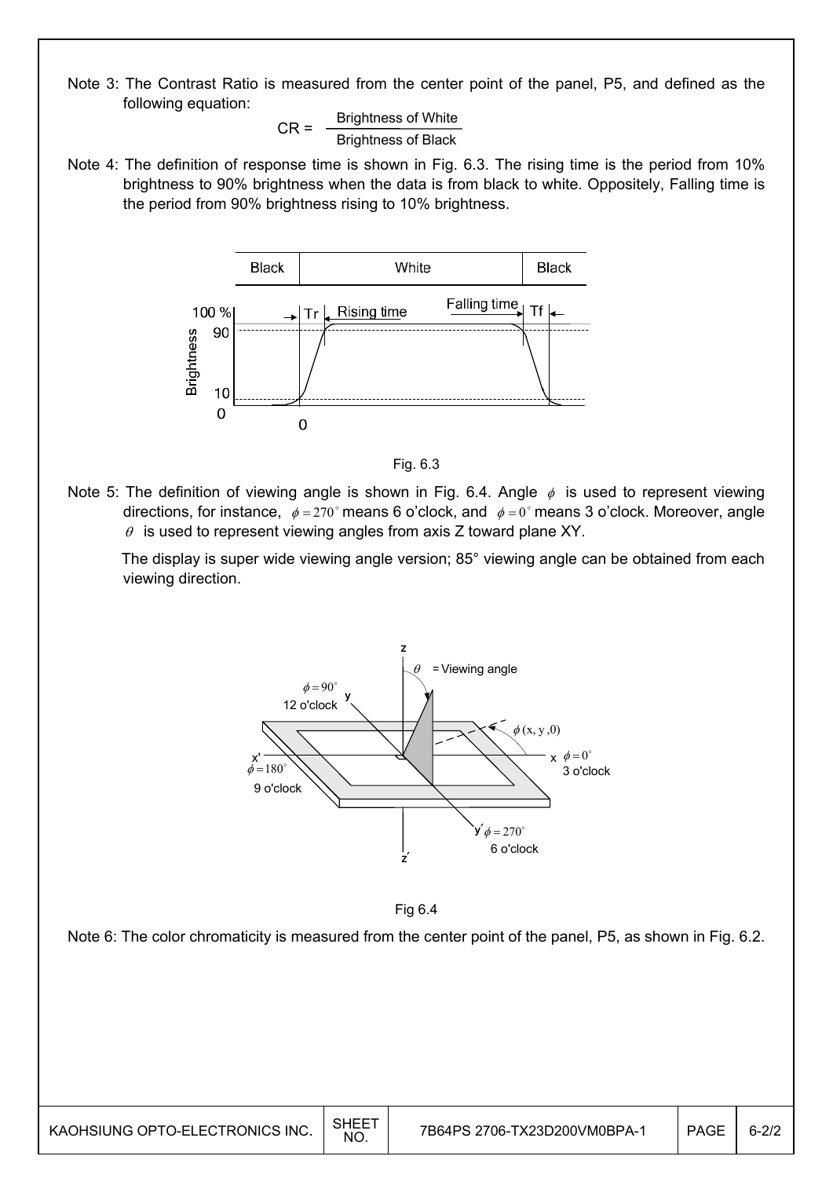Note 3: The Contrast Ratio is measured from the center point of the panel, P5, and defined as the following equation:

$$CR = \frac{\text{Brightness of White}}{\text{Brightness of Black}}$$

Note 4: The definition of response time is shown in Fig. 6.3. The rising time is the period from 10% brightness to 90% brightness when the data is from black to white. Oppositely, Falling time is the period from 90% brightness rising to 10% brightness.

Fig. 6.3

Note 5: The definition of viewing angle is shown in Fig. 6.4. Angle $\phi$ is used to represent viewing directions, for instance, $\phi = 270^\circ$ means 6 o'clock, and $\phi = 0^\circ$ means 3 o'clock. Moreover, angle $\theta$ is used to represent viewing angles from axis Z toward plane XY.

The display is super wide viewing angle version; 85° viewing angle can be obtained from each viewing direction.

Fig 6.4

Note 6: The color chromaticity is measured from the center point of the panel, P5, as shown in Fig. 6.2.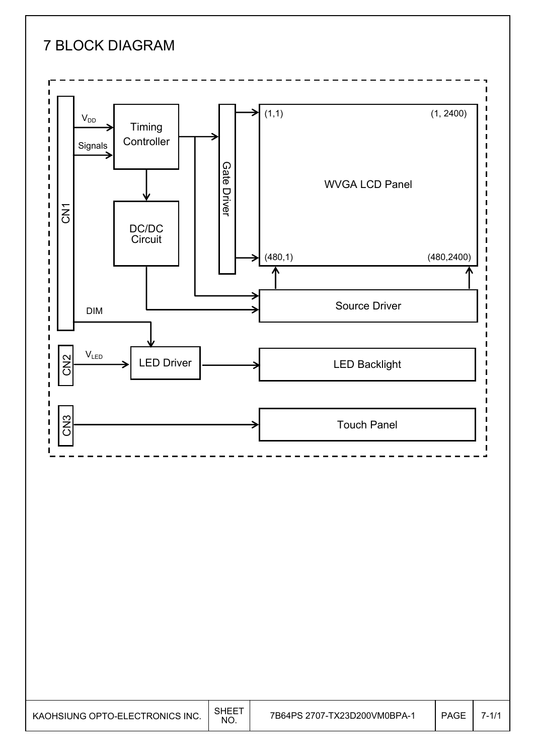# 7 BLOCK DIAGRAM

CN1

$V_{DD}$

Signals

Timing Controller

DC/DC Circuit

Gate Driver

(1,1) (1, 2400)

WVGA LCD Panel

(480,1) (480,2400)

Source Driver

DIM

CN2

$V_{LED}$

LED Driver

LED Backlight

CN3

Touch Panel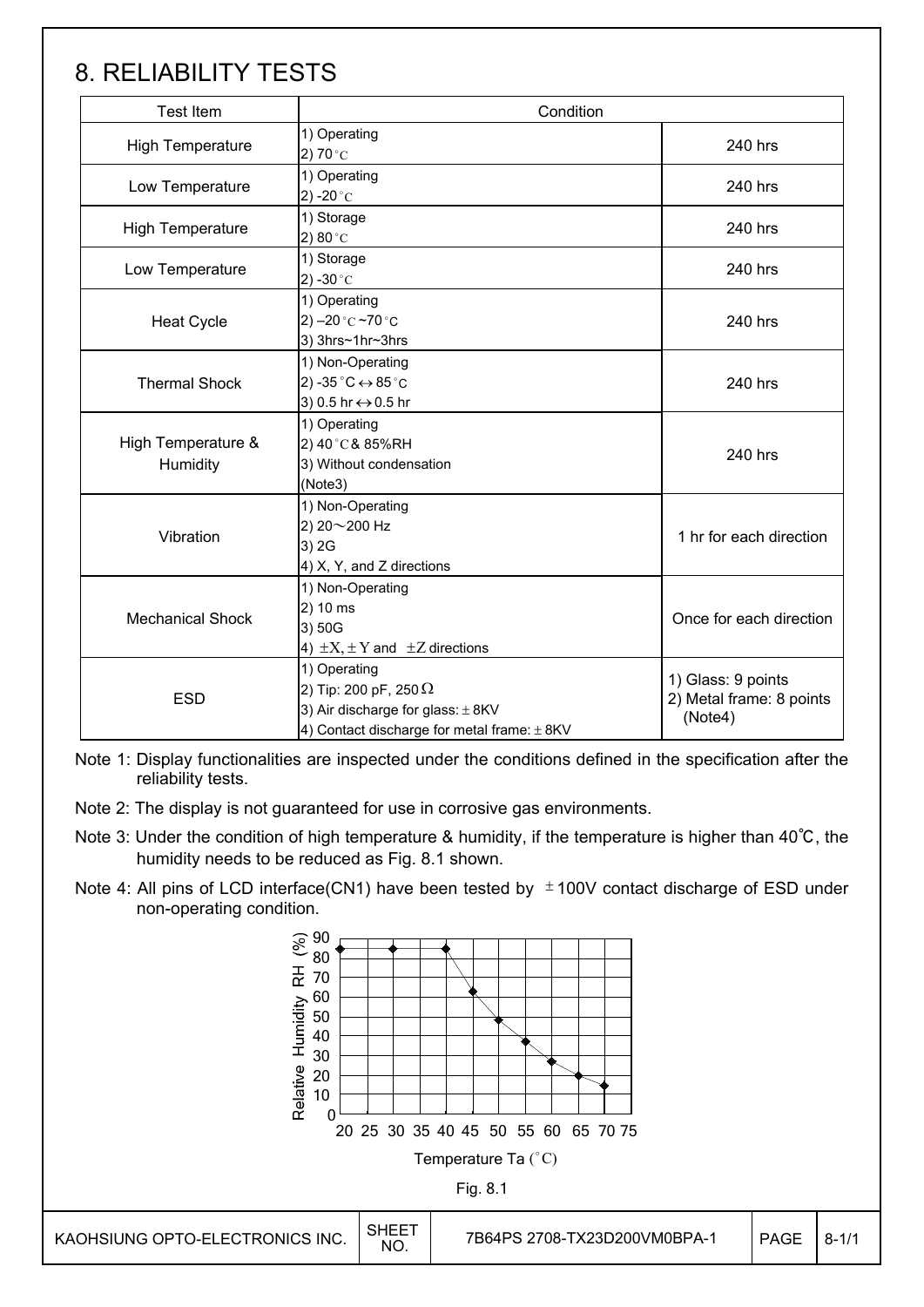# 8. RELIABILITY TESTS

| Test Item | Condition | |
|---|---|---|
| High Temperature | 1) Operating<br>2) 70 °C | 240 hrs |
| Low Temperature | 1) Operating<br>2) -20 °C | 240 hrs |
| High Temperature | 1) Storage<br>2) 80 °C | 240 hrs |
| Low Temperature | 1) Storage<br>2) -30 °C | 240 hrs |
| Heat Cycle | 1) Operating<br>2) –20 °C ~70 °C<br>3) 3hrs~1hr~3hrs | 240 hrs |
| Thermal Shock | 1) Non-Operating<br>2) -35 °C ↔ 85 °C<br>3) 0.5 hr ↔ 0.5 hr | 240 hrs |
| High Temperature & Humidity | 1) Operating<br>2) 40 °C & 85%RH<br>3) Without condensation<br>(Note3) | 240 hrs |
| Vibration | 1) Non-Operating<br>2) 20～200 Hz<br>3) 2G<br>4) X, Y, and Z directions | 1 hr for each direction |
| Mechanical Shock | 1) Non-Operating<br>2) 10 ms<br>3) 50G<br>4) ±X, ±Y and ±Z directions | Once for each direction |
| ESD | 1) Operating<br>2) Tip: 200 pF, 250 Ω<br>3) Air discharge for glass: ± 8KV<br>4) Contact discharge for metal frame: ± 8KV | 1) Glass: 9 points<br>2) Metal frame: 8 points (Note4) |

Note 1: Display functionalities are inspected under the conditions defined in the specification after the reliability tests.

Note 2: The display is not guaranteed for use in corrosive gas environments.

Note 3: Under the condition of high temperature & humidity, if the temperature is higher than 40℃, the humidity needs to be reduced as Fig. 8.1 shown.

Note 4: All pins of LCD interface(CN1) have been tested by ±100V contact discharge of ESD under non-operating condition.

Fig. 8.1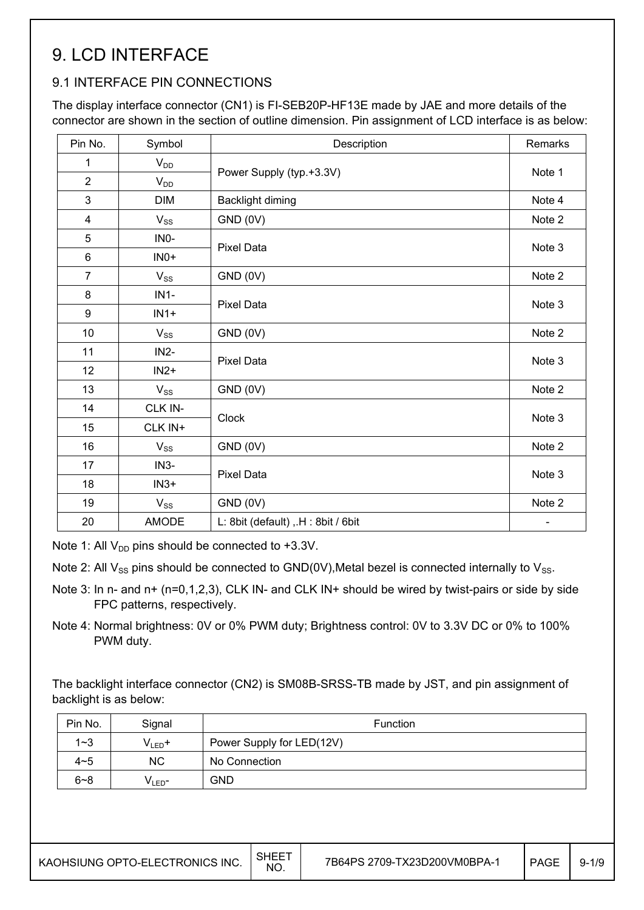# 9. LCD INTERFACE

## 9.1 INTERFACE PIN CONNECTIONS

The display interface connector (CN1) is FI-SEB20P-HF13E made by JAE and more details of the connector are shown in the section of outline dimension. Pin assignment of LCD interface is as below:

| Pin No. | Symbol | Description | Remarks |
|---|---|---|---|
| 1 | $V_{DD}$ | Power Supply (typ.+3.3V) | Note 1 |
| 2 | $V_{DD}$ | | |
| 3 | DIM | Backlight diming | Note 4 |
| 4 | $V_{SS}$ | GND (0V) | Note 2 |
| 5 | IN0- | Pixel Data | Note 3 |
| 6 | IN0+ | | |
| 7 | $V_{SS}$ | GND (0V) | Note 2 |
| 8 | IN1- | Pixel Data | Note 3 |
| 9 | IN1+ | | |
| 10 | $V_{SS}$ | GND (0V) | Note 2 |
| 11 | IN2- | Pixel Data | Note 3 |
| 12 | IN2+ | | |
| 13 | $V_{SS}$ | GND (0V) | Note 2 |
| 14 | CLK IN- | Clock | Note 3 |
| 15 | CLK IN+ | | |
| 16 | $V_{SS}$ | GND (0V) | Note 2 |
| 17 | IN3- | Pixel Data | Note 3 |
| 18 | IN3+ | | |
| 19 | $V_{SS}$ | GND (0V) | Note 2 |
| 20 | AMODE | L: 8bit (default) ,.H : 8bit / 6bit | - |

Note 1: All $V_{DD}$ pins should be connected to +3.3V.

Note 2: All $V_{SS}$ pins should be connected to GND(0V),Metal bezel is connected internally to $V_{SS}$.

Note 3: In n- and n+ (n=0,1,2,3), CLK IN- and CLK IN+ should be wired by twist-pairs or side by side FPC patterns, respectively.

Note 4: Normal brightness: 0V or 0% PWM duty; Brightness control: 0V to 3.3V DC or 0% to 100% PWM duty.

The backlight interface connector (CN2) is SM08B-SRSS-TB made by JST, and pin assignment of backlight is as below:

| Pin No. | Signal | Function |
|---|---|---|
| 1~3 | $V_{LED}$+ | Power Supply for LED(12V) |
| 4~5 | NC | No Connection |
| 6~8 | $V_{LED}$- | GND |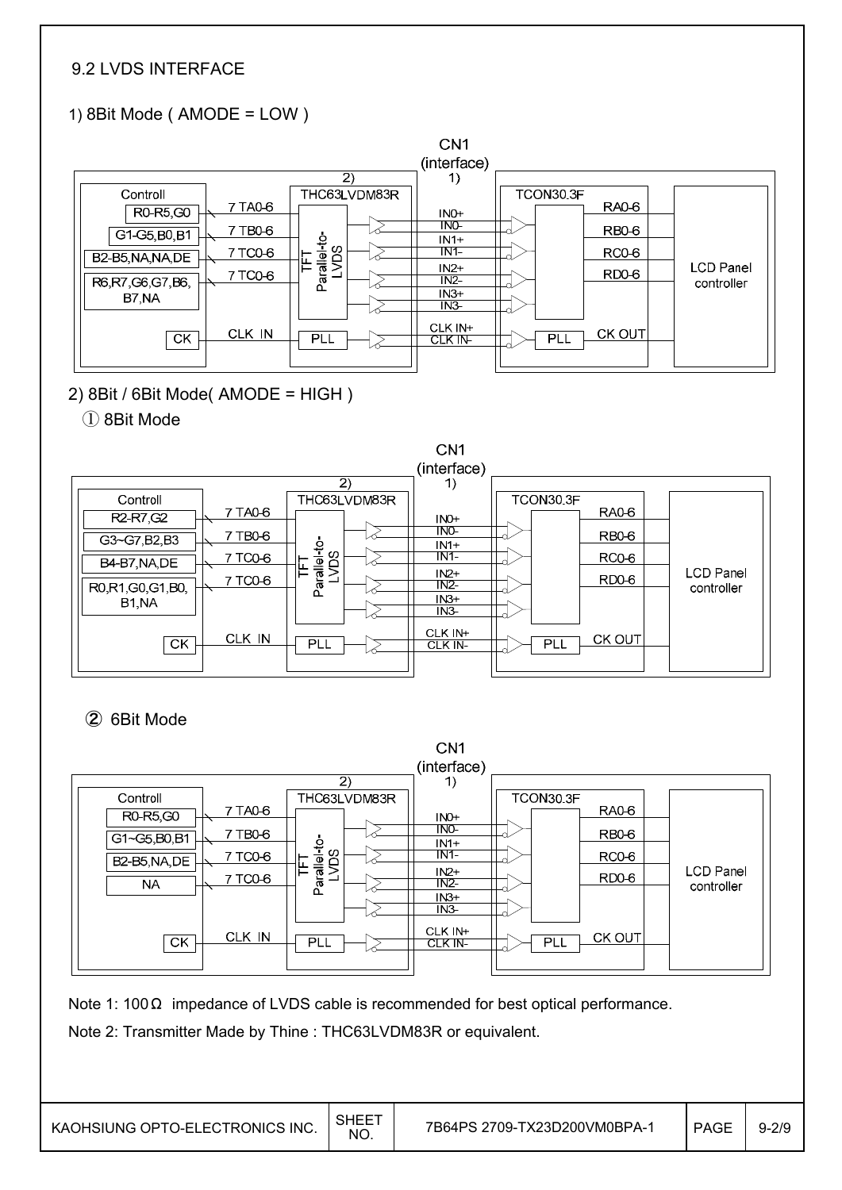### 9.2 LVDS INTERFACE

1) 8Bit Mode ( AMODE = LOW )

CN1 (interface) 1)

| Controll | | 2) THC63LVDM83R | CN1 signals | TCON30.3F | |
|---|---|---|---|---|---|
| R0-R5,G0 | 7 TA0-6 | TFT Parallel-to-LVDS | IN0+ / IN0- | RA0-6 | LCD Panel controller |
| G1-G5,B0,B1 | 7 TB0-6 | | IN1+ / IN1- | RB0-6 | |
| B2-B5,NA,NA,DE | 7 TC0-6 | | IN2+ / IN2- | RC0-6 | |
| R6,R7,G6,G7,B6,B7,NA | 7 TC0-6 | | IN3+ / IN3- | RD0-6 | |
| CK | CLK IN | PLL | CLK IN+ / CLK IN- | PLL → CK OUT | |

2) 8Bit / 6Bit Mode( AMODE = HIGH )

① 8Bit Mode

CN1 (interface) 1)

| Controll | | 2) THC63LVDM83R | CN1 signals | TCON30.3F | |
|---|---|---|---|---|---|
| R2-R7,G2 | 7 TA0-6 | TFT Parallel-to-LVDS | IN0+ / IN0- | RA0-6 | LCD Panel controller |
| G3~G7,B2,B3 | 7 TB0-6 | | IN1+ / IN1- | RB0-6 | |
| B4-B7,NA,DE | 7 TC0-6 | | IN2+ / IN2- | RC0-6 | |
| R0,R1,G0,G1,B0,B1,NA | 7 TC0-6 | | IN3+ / IN3- | RD0-6 | |
| CK | CLK IN | PLL | CLK IN+ / CLK IN- | PLL → CK OUT | |

② 6Bit Mode

CN1 (interface) 1)

| Controll | | 2) THC63LVDM83R | CN1 signals | TCON30.3F | |
|---|---|---|---|---|---|
| R0-R5,G0 | 7 TA0-6 | TFT Parallel-to-LVDS | IN0+ / IN0- | RA0-6 | LCD Panel controller |
| G1~G5,B0,B1 | 7 TB0-6 | | IN1+ / IN1- | RB0-6 | |
| B2-B5,NA,DE | 7 TC0-6 | | IN2+ / IN2- | RC0-6 | |
| NA | 7 TC0-6 | | IN3+ / IN3- | RD0-6 | |
| CK | CLK IN | PLL | CLK IN+ / CLK IN- | PLL → CK OUT | |

Note 1: 100 Ω impedance of LVDS cable is recommended for best optical performance.

Note 2: Transmitter Made by Thine : THC63LVDM83R or equivalent.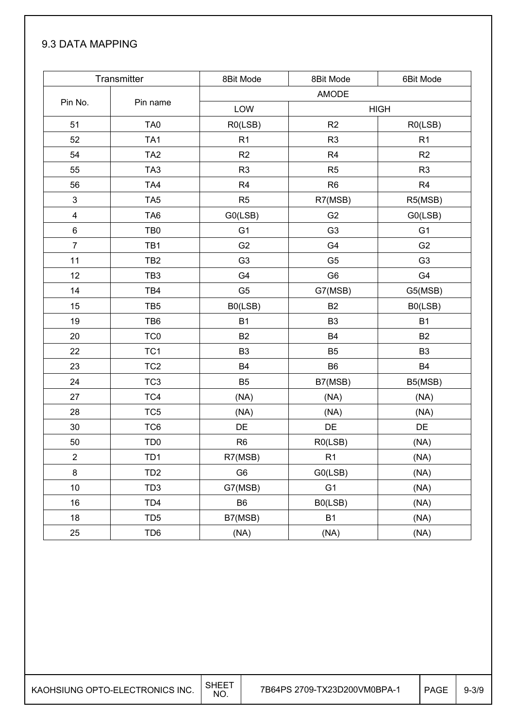## 9.3 DATA MAPPING

| Transmitter | | 8Bit Mode | 8Bit Mode | 6Bit Mode |
|---|---|---|---|---|
| Pin No. | Pin name | AMODE | | |
| | | LOW | HIGH | |
| 51 | TA0 | R0(LSB) | R2 | R0(LSB) |
| 52 | TA1 | R1 | R3 | R1 |
| 54 | TA2 | R2 | R4 | R2 |
| 55 | TA3 | R3 | R5 | R3 |
| 56 | TA4 | R4 | R6 | R4 |
| 3 | TA5 | R5 | R7(MSB) | R5(MSB) |
| 4 | TA6 | G0(LSB) | G2 | G0(LSB) |
| 6 | TB0 | G1 | G3 | G1 |
| 7 | TB1 | G2 | G4 | G2 |
| 11 | TB2 | G3 | G5 | G3 |
| 12 | TB3 | G4 | G6 | G4 |
| 14 | TB4 | G5 | G7(MSB) | G5(MSB) |
| 15 | TB5 | B0(LSB) | B2 | B0(LSB) |
| 19 | TB6 | B1 | B3 | B1 |
| 20 | TC0 | B2 | B4 | B2 |
| 22 | TC1 | B3 | B5 | B3 |
| 23 | TC2 | B4 | B6 | B4 |
| 24 | TC3 | B5 | B7(MSB) | B5(MSB) |
| 27 | TC4 | (NA) | (NA) | (NA) |
| 28 | TC5 | (NA) | (NA) | (NA) |
| 30 | TC6 | DE | DE | DE |
| 50 | TD0 | R6 | R0(LSB) | (NA) |
| 2 | TD1 | R7(MSB) | R1 | (NA) |
| 8 | TD2 | G6 | G0(LSB) | (NA) |
| 10 | TD3 | G7(MSB) | G1 | (NA) |
| 16 | TD4 | B6 | B0(LSB) | (NA) |
| 18 | TD5 | B7(MSB) | B1 | (NA) |
| 25 | TD6 | (NA) | (NA) | (NA) |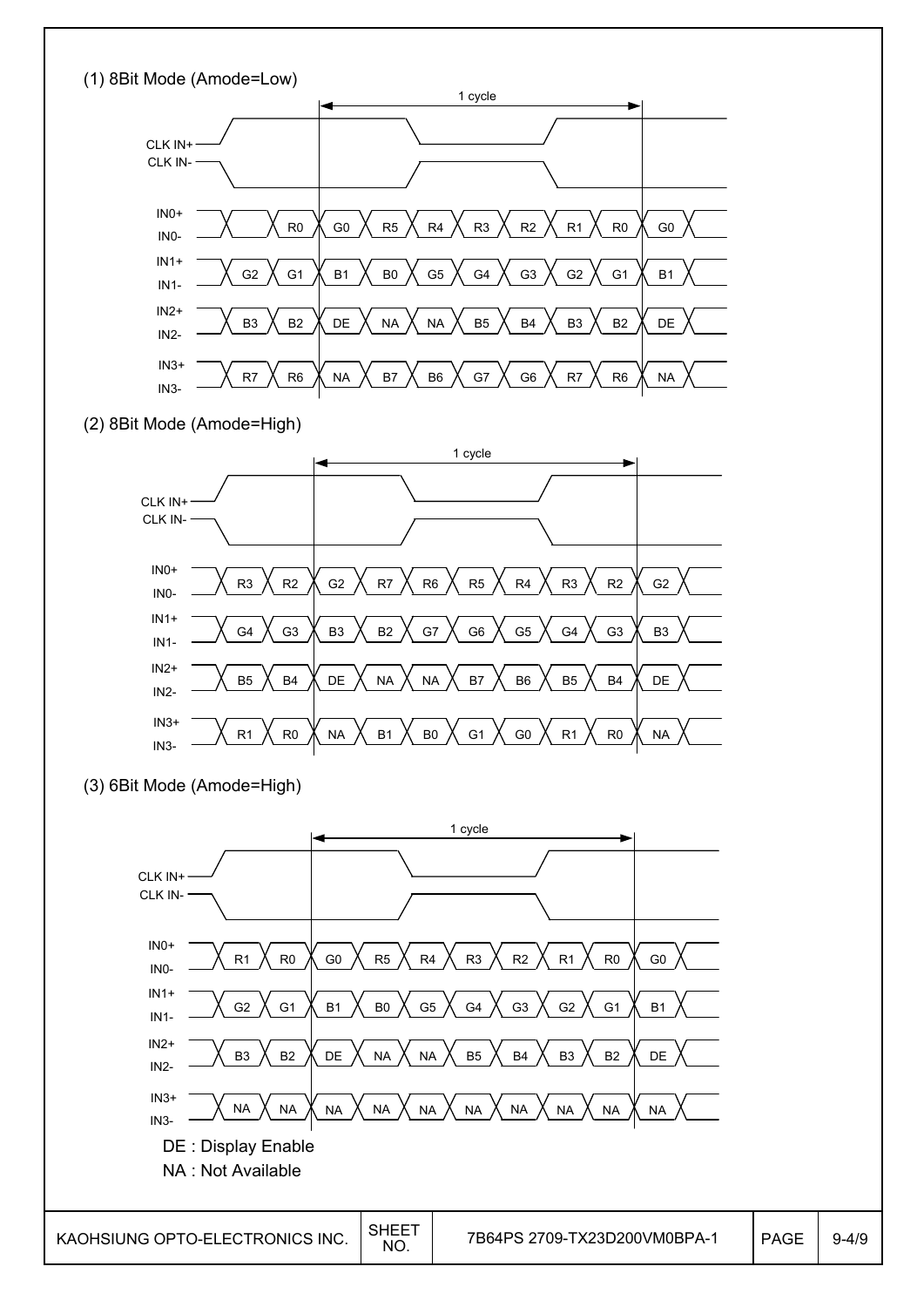(1) 8Bit Mode (Amode=Low)

| Signal | | | 1 cycle | | | | | | | |
|---|---|---|---|---|---|---|---|---|---|---|
| IN0+/IN0- | | R0 | G0 | R5 | R4 | R3 | R2 | R1 | R0 | G0 |
| IN1+/IN1- | G2 | G1 | B1 | B0 | G5 | G4 | G3 | G2 | G1 | B1 |
| IN2+/IN2- | B3 | B2 | DE | NA | NA | B5 | B4 | B3 | B2 | DE |
| IN3+/IN3- | R7 | R6 | NA | B7 | B6 | G7 | G6 | R7 | R6 | NA |

(2) 8Bit Mode (Amode=High)

| Signal | | | 1 cycle | | | | | | | |
|---|---|---|---|---|---|---|---|---|---|---|
| IN0+/IN0- | R3 | R2 | G2 | R7 | R6 | R5 | R4 | R3 | R2 | G2 |
| IN1+/IN1- | G4 | G3 | B3 | B2 | G7 | G6 | G5 | G4 | G3 | B3 |
| IN2+/IN2- | B5 | B4 | DE | NA | NA | B7 | B6 | B5 | B4 | DE |
| IN3+/IN3- | R1 | R0 | NA | B1 | B0 | G1 | G0 | R1 | R0 | NA |

(3) 6Bit Mode (Amode=High)

| Signal | | | 1 cycle | | | | | | | |
|---|---|---|---|---|---|---|---|---|---|---|
| IN0+/IN0- | R1 | R0 | G0 | R5 | R4 | R3 | R2 | R1 | R0 | G0 |
| IN1+/IN1- | G2 | G1 | B1 | B0 | G5 | G4 | G3 | G2 | G1 | B1 |
| IN2+/IN2- | B3 | B2 | DE | NA | NA | B5 | B4 | B3 | B2 | DE |
| IN3+/IN3- | NA | NA | NA | NA | NA | NA | NA | NA | NA | NA |

DE : Display Enable

NA : Not Available

| KAOHSIUNG OPTO-ELECTRONICS INC. | SHEET NO. | 7B64PS 2709-TX23D200VM0BPA-1 | PAGE | 9-4/9 |
|---|---|---|---|---|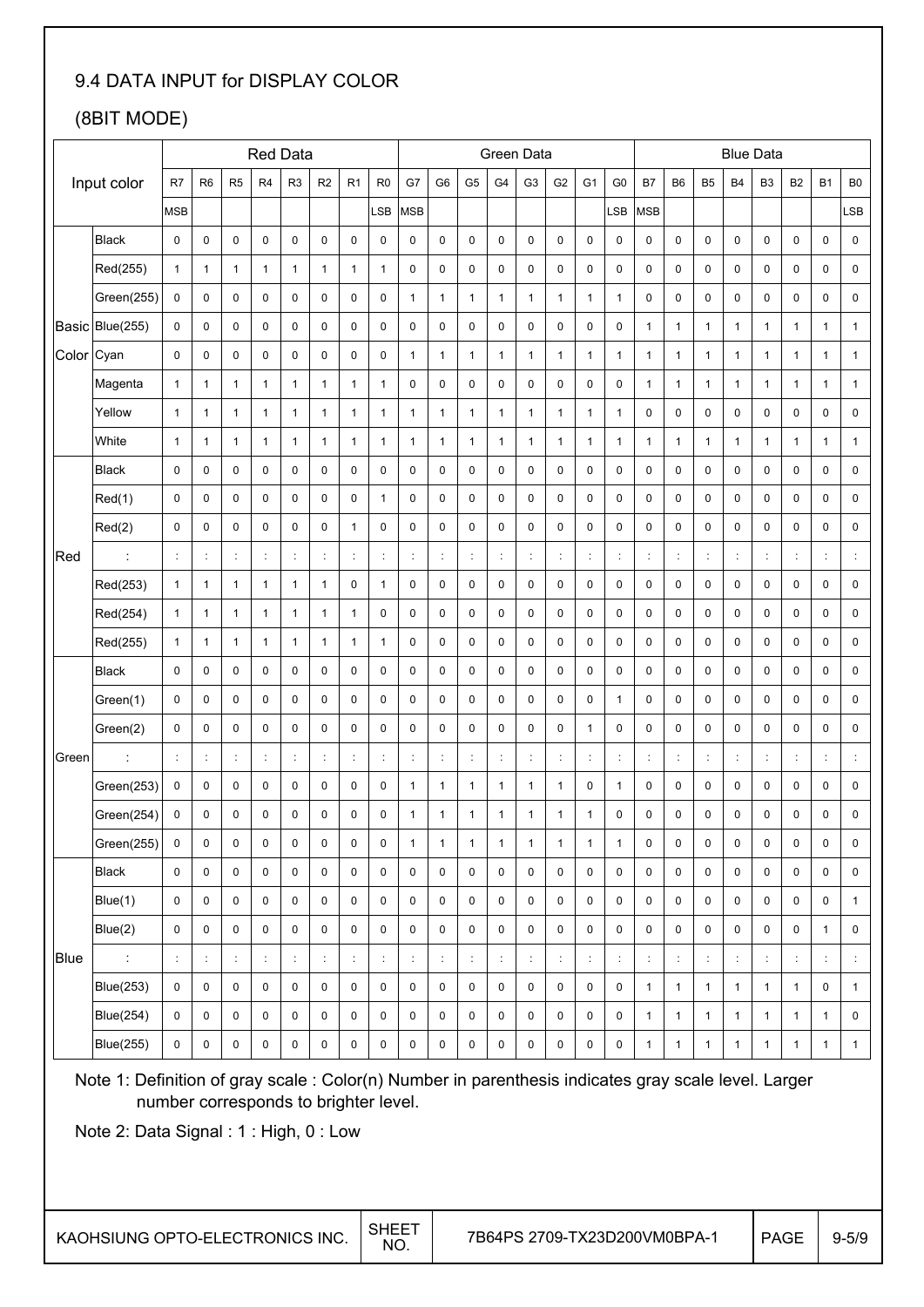## 9.4 DATA INPUT for DISPLAY COLOR

### (8BIT MODE)

| Input color | | Red Data | | | | | | | | Green Data | | | | | | | | Blue Data | | | | | | | |
|---|---|---|---|---|---|---|---|---|---|---|---|---|---|---|---|---|---|---|---|---|---|---|---|---|---|
| | | R7 | R6 | R5 | R4 | R3 | R2 | R1 | R0 | G7 | G6 | G5 | G4 | G3 | G2 | G1 | G0 | B7 | B6 | B5 | B4 | B3 | B2 | B1 | B0 |
| | | MSB | | | | | | | LSB | MSB | | | | | | | LSB | MSB | | | | | | | LSB |
| Basic Color | Black | 0 | 0 | 0 | 0 | 0 | 0 | 0 | 0 | 0 | 0 | 0 | 0 | 0 | 0 | 0 | 0 | 0 | 0 | 0 | 0 | 0 | 0 | 0 | 0 |
| | Red(255) | 1 | 1 | 1 | 1 | 1 | 1 | 1 | 1 | 0 | 0 | 0 | 0 | 0 | 0 | 0 | 0 | 0 | 0 | 0 | 0 | 0 | 0 | 0 | 0 |
| | Green(255) | 0 | 0 | 0 | 0 | 0 | 0 | 0 | 0 | 1 | 1 | 1 | 1 | 1 | 1 | 1 | 1 | 0 | 0 | 0 | 0 | 0 | 0 | 0 | 0 |
| | Blue(255) | 0 | 0 | 0 | 0 | 0 | 0 | 0 | 0 | 0 | 0 | 0 | 0 | 0 | 0 | 0 | 0 | 1 | 1 | 1 | 1 | 1 | 1 | 1 | 1 |
| | Cyan | 0 | 0 | 0 | 0 | 0 | 0 | 0 | 0 | 1 | 1 | 1 | 1 | 1 | 1 | 1 | 1 | 1 | 1 | 1 | 1 | 1 | 1 | 1 | 1 |
| | Magenta | 1 | 1 | 1 | 1 | 1 | 1 | 1 | 1 | 0 | 0 | 0 | 0 | 0 | 0 | 0 | 0 | 1 | 1 | 1 | 1 | 1 | 1 | 1 | 1 |
| | Yellow | 1 | 1 | 1 | 1 | 1 | 1 | 1 | 1 | 1 | 1 | 1 | 1 | 1 | 1 | 1 | 1 | 0 | 0 | 0 | 0 | 0 | 0 | 0 | 0 |
| | White | 1 | 1 | 1 | 1 | 1 | 1 | 1 | 1 | 1 | 1 | 1 | 1 | 1 | 1 | 1 | 1 | 1 | 1 | 1 | 1 | 1 | 1 | 1 | 1 |
| Red | Black | 0 | 0 | 0 | 0 | 0 | 0 | 0 | 0 | 0 | 0 | 0 | 0 | 0 | 0 | 0 | 0 | 0 | 0 | 0 | 0 | 0 | 0 | 0 | 0 |
| | Red(1) | 0 | 0 | 0 | 0 | 0 | 0 | 0 | 1 | 0 | 0 | 0 | 0 | 0 | 0 | 0 | 0 | 0 | 0 | 0 | 0 | 0 | 0 | 0 | 0 |
| | Red(2) | 0 | 0 | 0 | 0 | 0 | 0 | 1 | 0 | 0 | 0 | 0 | 0 | 0 | 0 | 0 | 0 | 0 | 0 | 0 | 0 | 0 | 0 | 0 | 0 |
| | : | : | : | : | : | : | : | : | : | : | : | : | : | : | : | : | : | : | : | : | : | : | : | : | : |
| | Red(253) | 1 | 1 | 1 | 1 | 1 | 1 | 0 | 1 | 0 | 0 | 0 | 0 | 0 | 0 | 0 | 0 | 0 | 0 | 0 | 0 | 0 | 0 | 0 | 0 |
| | Red(254) | 1 | 1 | 1 | 1 | 1 | 1 | 1 | 0 | 0 | 0 | 0 | 0 | 0 | 0 | 0 | 0 | 0 | 0 | 0 | 0 | 0 | 0 | 0 | 0 |
| | Red(255) | 1 | 1 | 1 | 1 | 1 | 1 | 1 | 1 | 0 | 0 | 0 | 0 | 0 | 0 | 0 | 0 | 0 | 0 | 0 | 0 | 0 | 0 | 0 | 0 |
| Green | Black | 0 | 0 | 0 | 0 | 0 | 0 | 0 | 0 | 0 | 0 | 0 | 0 | 0 | 0 | 0 | 0 | 0 | 0 | 0 | 0 | 0 | 0 | 0 | 0 |
| | Green(1) | 0 | 0 | 0 | 0 | 0 | 0 | 0 | 0 | 0 | 0 | 0 | 0 | 0 | 0 | 0 | 1 | 0 | 0 | 0 | 0 | 0 | 0 | 0 | 0 |
| | Green(2) | 0 | 0 | 0 | 0 | 0 | 0 | 0 | 0 | 0 | 0 | 0 | 0 | 0 | 0 | 1 | 0 | 0 | 0 | 0 | 0 | 0 | 0 | 0 | 0 |
| | : | : | : | : | : | : | : | : | : | : | : | : | : | : | : | : | : | : | : | : | : | : | : | : | : |
| | Green(253) | 0 | 0 | 0 | 0 | 0 | 0 | 0 | 0 | 1 | 1 | 1 | 1 | 1 | 1 | 0 | 1 | 0 | 0 | 0 | 0 | 0 | 0 | 0 | 0 |
| | Green(254) | 0 | 0 | 0 | 0 | 0 | 0 | 0 | 0 | 1 | 1 | 1 | 1 | 1 | 1 | 1 | 0 | 0 | 0 | 0 | 0 | 0 | 0 | 0 | 0 |
| | Green(255) | 0 | 0 | 0 | 0 | 0 | 0 | 0 | 0 | 1 | 1 | 1 | 1 | 1 | 1 | 1 | 1 | 0 | 0 | 0 | 0 | 0 | 0 | 0 | 0 |
| Blue | Black | 0 | 0 | 0 | 0 | 0 | 0 | 0 | 0 | 0 | 0 | 0 | 0 | 0 | 0 | 0 | 0 | 0 | 0 | 0 | 0 | 0 | 0 | 0 | 0 |
| | Blue(1) | 0 | 0 | 0 | 0 | 0 | 0 | 0 | 0 | 0 | 0 | 0 | 0 | 0 | 0 | 0 | 0 | 0 | 0 | 0 | 0 | 0 | 0 | 0 | 1 |
| | Blue(2) | 0 | 0 | 0 | 0 | 0 | 0 | 0 | 0 | 0 | 0 | 0 | 0 | 0 | 0 | 0 | 0 | 0 | 0 | 0 | 0 | 0 | 0 | 1 | 0 |
| | : | : | : | : | : | : | : | : | : | : | : | : | : | : | : | : | : | : | : | : | : | : | : | : | : |
| | Blue(253) | 0 | 0 | 0 | 0 | 0 | 0 | 0 | 0 | 0 | 0 | 0 | 0 | 0 | 0 | 0 | 0 | 1 | 1 | 1 | 1 | 1 | 1 | 0 | 1 |
| | Blue(254) | 0 | 0 | 0 | 0 | 0 | 0 | 0 | 0 | 0 | 0 | 0 | 0 | 0 | 0 | 0 | 0 | 1 | 1 | 1 | 1 | 1 | 1 | 1 | 0 |
| | Blue(255) | 0 | 0 | 0 | 0 | 0 | 0 | 0 | 0 | 0 | 0 | 0 | 0 | 0 | 0 | 0 | 0 | 1 | 1 | 1 | 1 | 1 | 1 | 1 | 1 |

Note 1: Definition of gray scale : Color(n) Number in parenthesis indicates gray scale level. Larger number corresponds to brighter level.

Note 2: Data Signal : 1 : High, 0 : Low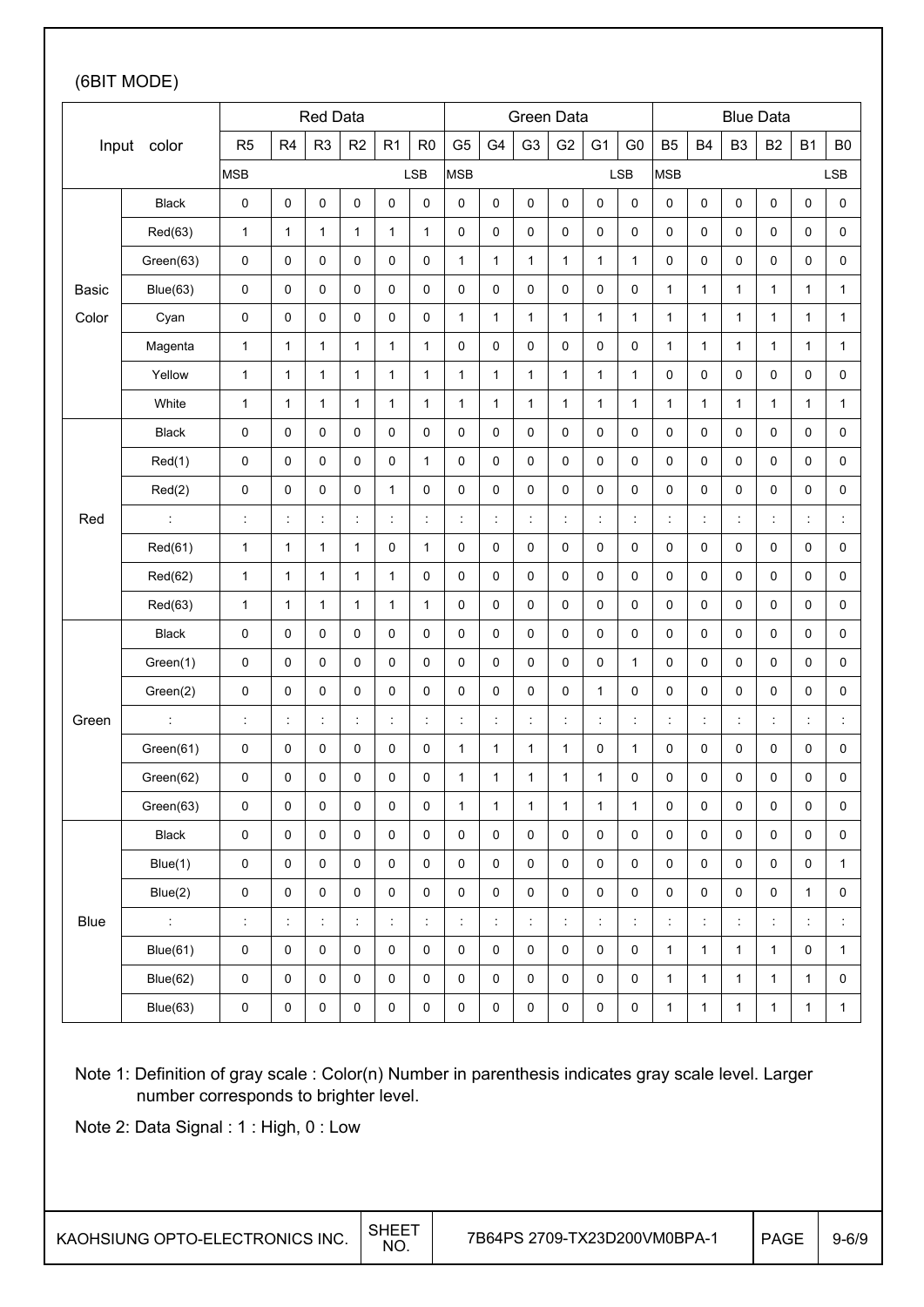(6BIT MODE)

| Input color | | Red Data | | | | | | Green Data | | | | | | Blue Data | | | | | |
|---|---|---|---|---|---|---|---|---|---|---|---|---|---|---|---|---|---|---|---|
| | | R5 | R4 | R3 | R2 | R1 | R0 | G5 | G4 | G3 | G2 | G1 | G0 | B5 | B4 | B3 | B2 | B1 | B0 |
| | | MSB | | | | | LSB | MSB | | | | | LSB | MSB | | | | | LSB |
| Basic Color | Black | 0 | 0 | 0 | 0 | 0 | 0 | 0 | 0 | 0 | 0 | 0 | 0 | 0 | 0 | 0 | 0 | 0 | 0 |
| | Red(63) | 1 | 1 | 1 | 1 | 1 | 1 | 0 | 0 | 0 | 0 | 0 | 0 | 0 | 0 | 0 | 0 | 0 | 0 |
| | Green(63) | 0 | 0 | 0 | 0 | 0 | 0 | 1 | 1 | 1 | 1 | 1 | 1 | 0 | 0 | 0 | 0 | 0 | 0 |
| | Blue(63) | 0 | 0 | 0 | 0 | 0 | 0 | 0 | 0 | 0 | 0 | 0 | 0 | 1 | 1 | 1 | 1 | 1 | 1 |
| | Cyan | 0 | 0 | 0 | 0 | 0 | 0 | 1 | 1 | 1 | 1 | 1 | 1 | 1 | 1 | 1 | 1 | 1 | 1 |
| | Magenta | 1 | 1 | 1 | 1 | 1 | 1 | 0 | 0 | 0 | 0 | 0 | 0 | 1 | 1 | 1 | 1 | 1 | 1 |
| | Yellow | 1 | 1 | 1 | 1 | 1 | 1 | 1 | 1 | 1 | 1 | 1 | 1 | 0 | 0 | 0 | 0 | 0 | 0 |
| | White | 1 | 1 | 1 | 1 | 1 | 1 | 1 | 1 | 1 | 1 | 1 | 1 | 1 | 1 | 1 | 1 | 1 | 1 |
| Red | Black | 0 | 0 | 0 | 0 | 0 | 0 | 0 | 0 | 0 | 0 | 0 | 0 | 0 | 0 | 0 | 0 | 0 | 0 |
| | Red(1) | 0 | 0 | 0 | 0 | 0 | 1 | 0 | 0 | 0 | 0 | 0 | 0 | 0 | 0 | 0 | 0 | 0 | 0 |
| | Red(2) | 0 | 0 | 0 | 0 | 1 | 0 | 0 | 0 | 0 | 0 | 0 | 0 | 0 | 0 | 0 | 0 | 0 | 0 |
| | : | : | : | : | : | : | : | : | : | : | : | : | : | : | : | : | : | : | : |
| | Red(61) | 1 | 1 | 1 | 1 | 0 | 1 | 0 | 0 | 0 | 0 | 0 | 0 | 0 | 0 | 0 | 0 | 0 | 0 |
| | Red(62) | 1 | 1 | 1 | 1 | 1 | 0 | 0 | 0 | 0 | 0 | 0 | 0 | 0 | 0 | 0 | 0 | 0 | 0 |
| | Red(63) | 1 | 1 | 1 | 1 | 1 | 1 | 0 | 0 | 0 | 0 | 0 | 0 | 0 | 0 | 0 | 0 | 0 | 0 |
| Green | Black | 0 | 0 | 0 | 0 | 0 | 0 | 0 | 0 | 0 | 0 | 0 | 0 | 0 | 0 | 0 | 0 | 0 | 0 |
| | Green(1) | 0 | 0 | 0 | 0 | 0 | 0 | 0 | 0 | 0 | 0 | 0 | 1 | 0 | 0 | 0 | 0 | 0 | 0 |
| | Green(2) | 0 | 0 | 0 | 0 | 0 | 0 | 0 | 0 | 0 | 0 | 1 | 0 | 0 | 0 | 0 | 0 | 0 | 0 |
| | : | : | : | : | : | : | : | : | : | : | : | : | : | : | : | : | : | : | : |
| | Green(61) | 0 | 0 | 0 | 0 | 0 | 0 | 1 | 1 | 1 | 1 | 0 | 1 | 0 | 0 | 0 | 0 | 0 | 0 |
| | Green(62) | 0 | 0 | 0 | 0 | 0 | 0 | 1 | 1 | 1 | 1 | 1 | 0 | 0 | 0 | 0 | 0 | 0 | 0 |
| | Green(63) | 0 | 0 | 0 | 0 | 0 | 0 | 1 | 1 | 1 | 1 | 1 | 1 | 0 | 0 | 0 | 0 | 0 | 0 |
| Blue | Black | 0 | 0 | 0 | 0 | 0 | 0 | 0 | 0 | 0 | 0 | 0 | 0 | 0 | 0 | 0 | 0 | 0 | 0 |
| | Blue(1) | 0 | 0 | 0 | 0 | 0 | 0 | 0 | 0 | 0 | 0 | 0 | 0 | 0 | 0 | 0 | 0 | 0 | 1 |
| | Blue(2) | 0 | 0 | 0 | 0 | 0 | 0 | 0 | 0 | 0 | 0 | 0 | 0 | 0 | 0 | 0 | 0 | 1 | 0 |
| | : | : | : | : | : | : | : | : | : | : | : | : | : | : | : | : | : | : | : |
| | Blue(61) | 0 | 0 | 0 | 0 | 0 | 0 | 0 | 0 | 0 | 0 | 0 | 0 | 1 | 1 | 1 | 1 | 0 | 1 |
| | Blue(62) | 0 | 0 | 0 | 0 | 0 | 0 | 0 | 0 | 0 | 0 | 0 | 0 | 1 | 1 | 1 | 1 | 1 | 0 |
| | Blue(63) | 0 | 0 | 0 | 0 | 0 | 0 | 0 | 0 | 0 | 0 | 0 | 0 | 1 | 1 | 1 | 1 | 1 | 1 |

Note 1: Definition of gray scale : Color(n) Number in parenthesis indicates gray scale level. Larger number corresponds to brighter level.

Note 2: Data Signal : 1 : High, 0 : Low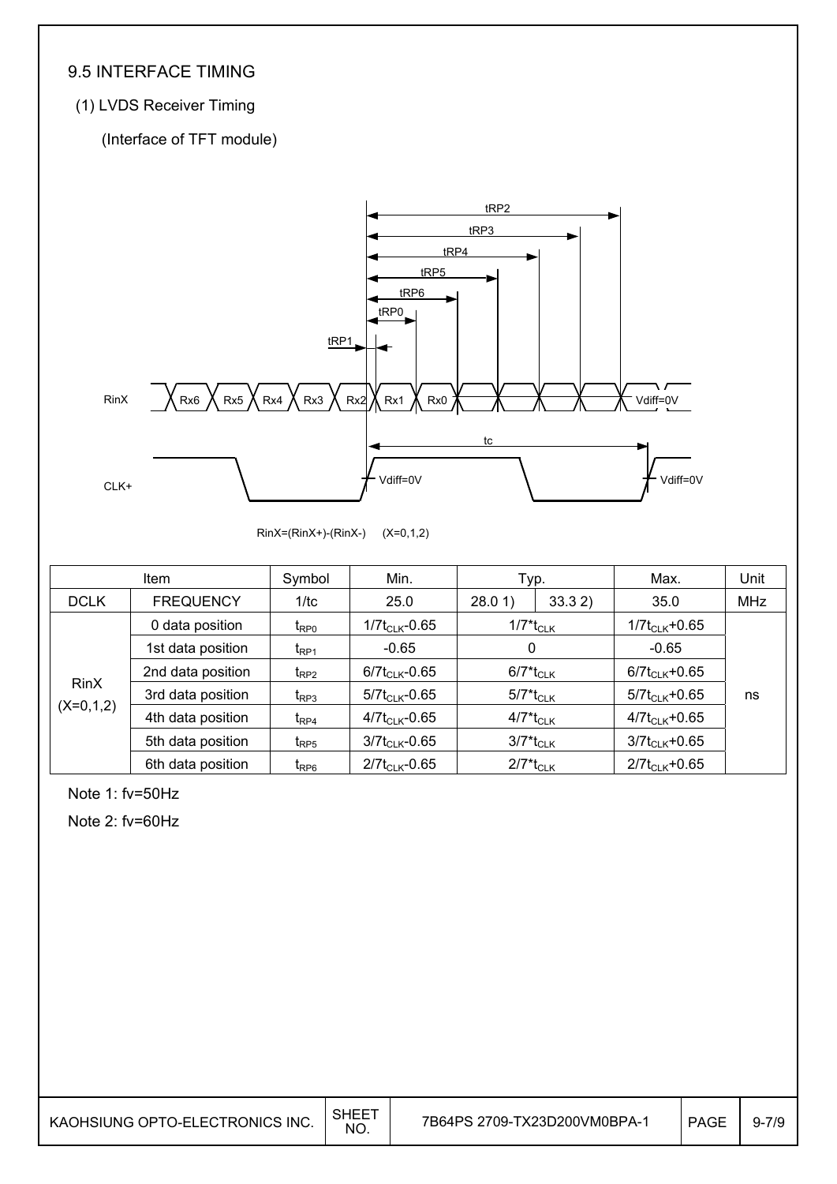## 9.5 INTERFACE TIMING

(1) LVDS Receiver Timing

(Interface of TFT module)

RinX=(RinX+)-(RinX-) (X=0,1,2)

| Item | | Symbol | Min. | Typ. | | Max. | Unit |
|---|---|---|---|---|---|---|---|
| DCLK | FREQUENCY | 1/tc | 25.0 | 28.0 1) | 33.3 2) | 35.0 | MHz |
| RinX (X=0,1,2) | 0 data position | $t_{RP0}$ | $1/7t_{CLK}$-0.65 | $1/7*t_{CLK}$ | | $1/7t_{CLK}$+0.65 | ns |
| | 1st data position | $t_{RP1}$ | -0.65 | 0 | | -0.65 | |
| | 2nd data position | $t_{RP2}$ | $6/7t_{CLK}$-0.65 | $6/7*t_{CLK}$ | | $6/7t_{CLK}$+0.65 | |
| | 3rd data position | $t_{RP3}$ | $5/7t_{CLK}$-0.65 | $5/7*t_{CLK}$ | | $5/7t_{CLK}$+0.65 | |
| | 4th data position | $t_{RP4}$ | $4/7t_{CLK}$-0.65 | $4/7*t_{CLK}$ | | $4/7t_{CLK}$+0.65 | |
| | 5th data position | $t_{RP5}$ | $3/7t_{CLK}$-0.65 | $3/7*t_{CLK}$ | | $3/7t_{CLK}$+0.65 | |
| | 6th data position | $t_{RP6}$ | $2/7t_{CLK}$-0.65 | $2/7*t_{CLK}$ | | $2/7t_{CLK}$+0.65 | |

Note 1: fv=50Hz

Note 2: fv=60Hz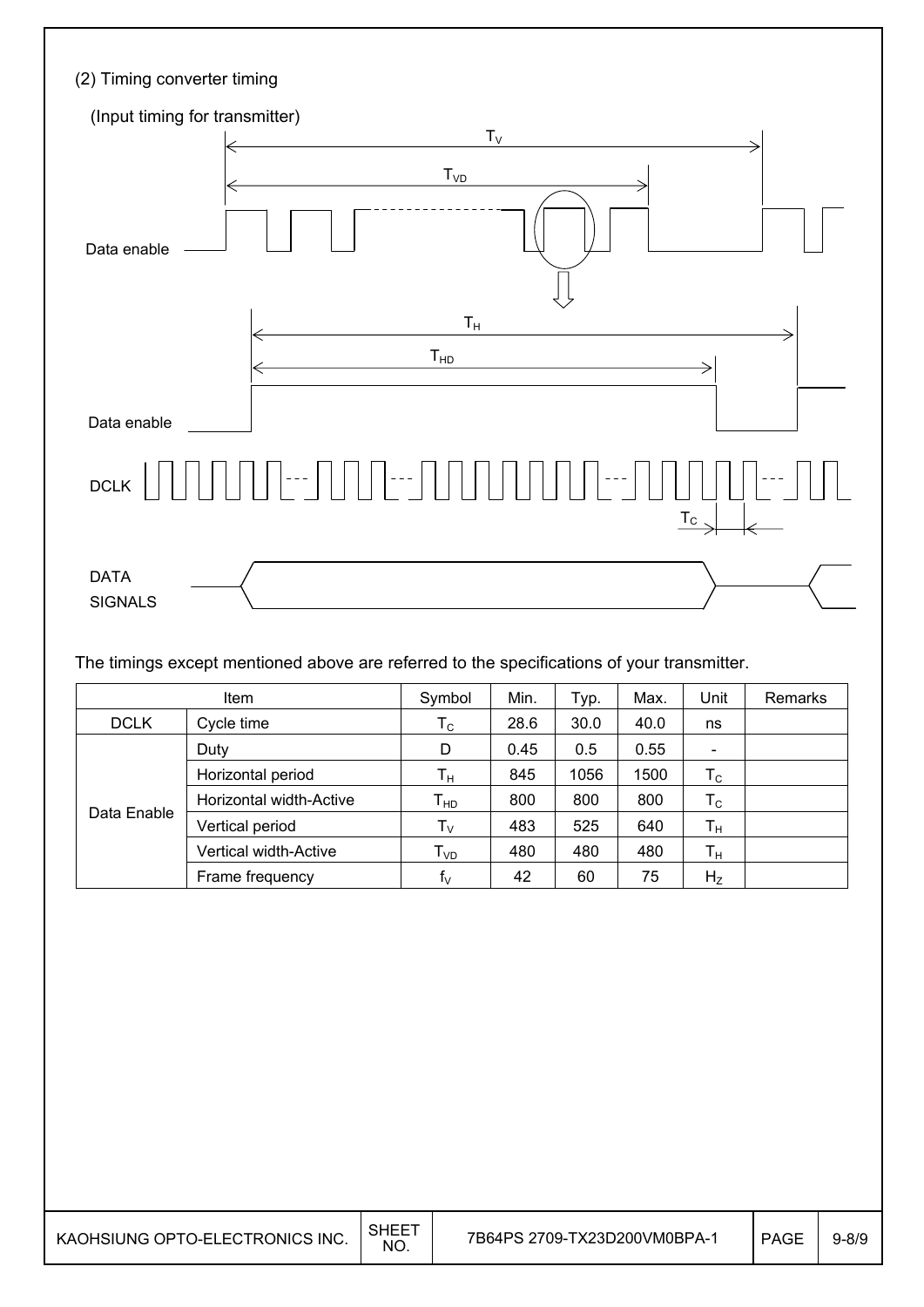(2) Timing converter timing

(Input timing for transmitter)

The timings except mentioned above are referred to the specifications of your transmitter.

| Item | | Symbol | Min. | Typ. | Max. | Unit | Remarks |
|---|---|---|---|---|---|---|---|
| DCLK | Cycle time | $T_C$ | 28.6 | 30.0 | 40.0 | ns | |
| Data Enable | Duty | D | 0.45 | 0.5 | 0.55 | - | |
| | Horizontal period | $T_H$ | 845 | 1056 | 1500 | $T_C$ | |
| | Horizontal width-Active | $T_{HD}$ | 800 | 800 | 800 | $T_C$ | |
| | Vertical period | $T_V$ | 483 | 525 | 640 | $T_H$ | |
| | Vertical width-Active | $T_{VD}$ | 480 | 480 | 480 | $T_H$ | |
| | Frame frequency | $f_V$ | 42 | 60 | 75 | $H_Z$ | |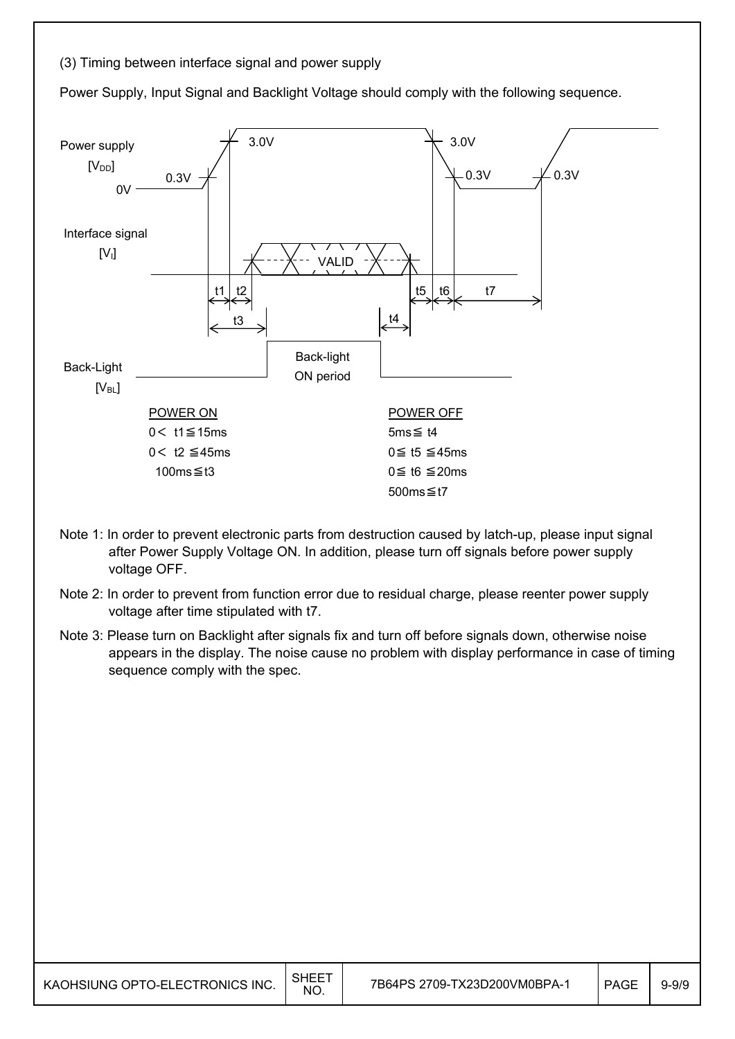(3) Timing between interface signal and power supply

Power Supply, Input Signal and Backlight Voltage should comply with the following sequence.

Power supply [$V_{DD}$]

0V

0.3V

3.0V

3.0V

0.3V

0.3V

Interface signal [$V_I$]

VALID

t1 t2

t3

t4

t5 t6 t7

Back-Light [$V_{BL}$]

Back-light ON period

| POWER ON | POWER OFF |
|---|---|
| 0＜ t1≦15ms | 5ms≦ t4 |
| 0＜ t2 ≦45ms | 0≦ t5 ≦45ms |
| 100ms≦t3 | 0≦ t6 ≦20ms |
| | 500ms≦t7 |

Note 1: In order to prevent electronic parts from destruction caused by latch-up, please input signal after Power Supply Voltage ON. In addition, please turn off signals before power supply voltage OFF.

Note 2: In order to prevent from function error due to residual charge, please reenter power supply voltage after time stipulated with t7.

Note 3: Please turn on Backlight after signals fix and turn off before signals down, otherwise noise appears in the display. The noise cause no problem with display performance in case of timing sequence comply with the spec.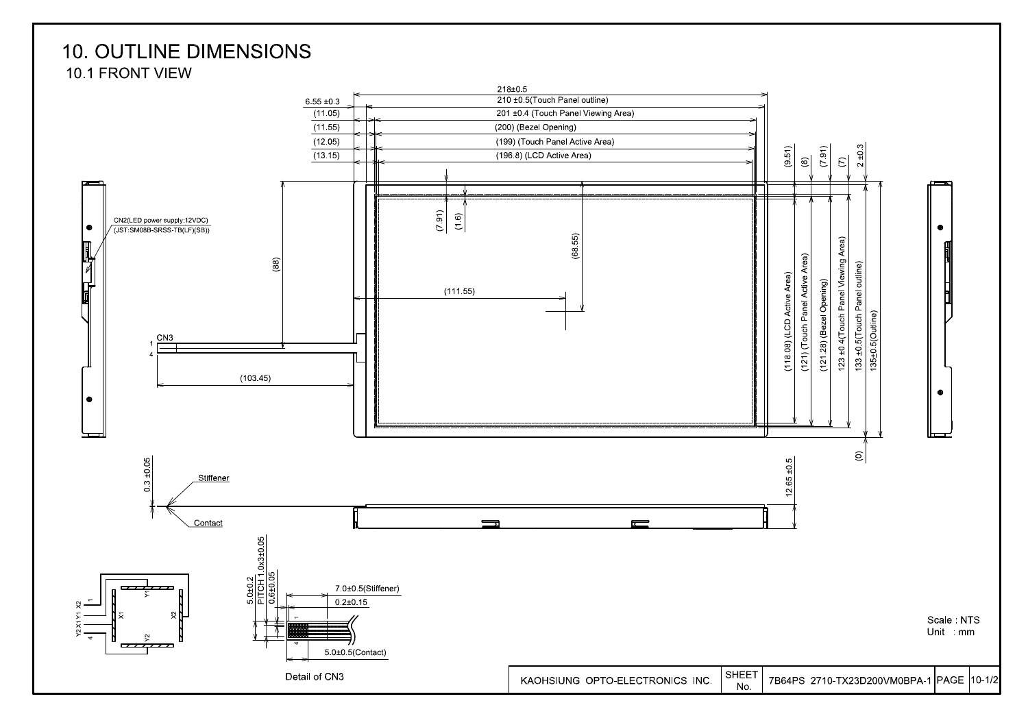# 10. OUTLINE DIMENSIONS

## 10.1 FRONT VIEW

218±0.5

6.55 ±0.3 | 210 ±0.5(Touch Panel outline)

(11.05) | 201 ±0.4 (Touch Panel Viewing Area)

(11.55) | (200) (Bezel Opening)

(12.05) | (199) (Touch Panel Active Area)

(13.15) | (196.8) (LCD Active Area)

(9.51) (8) (7.91) (7) 2 ±0.3

(7.91) (1.6)

(88)

(68.55)

(111.55)

CN2(LED power supply:12VDC)
(JST:SM08B-SRSS-TB(LF)(SB))

CN3

1

4

(103.45)

(118.08) (LCD Active Area)

(121) (Touch Panel Active Area)

(121.28) (Bezel Opening)

123 ±0.4(Touch Panel Viewing Area)

133 ±0.5(Touch Panel outline)

135±0.5(Outline)

(0)

0.3 ±0.05

Stiffener

Contact

12.65 ±0.5

X2 Y1 X1 Y2

1 2 3 4

X1 Y1 X2 Y2

5.0±0.2

PITCH 1.0x3±0.05

0.6±0.05

7.0±0.5(Stiffener)

0.2±0.15

5.0±0.5(Contact)

Detail of CN3

Scale : NTS
Unit : mm

| KAOHSIUNG OPTO-ELECTRONICS INC. | SHEET No. | 7B64PS 2710-TX23D200VM0BPA-1 | PAGE | 10-1/2 |
|---|---|---|---|---|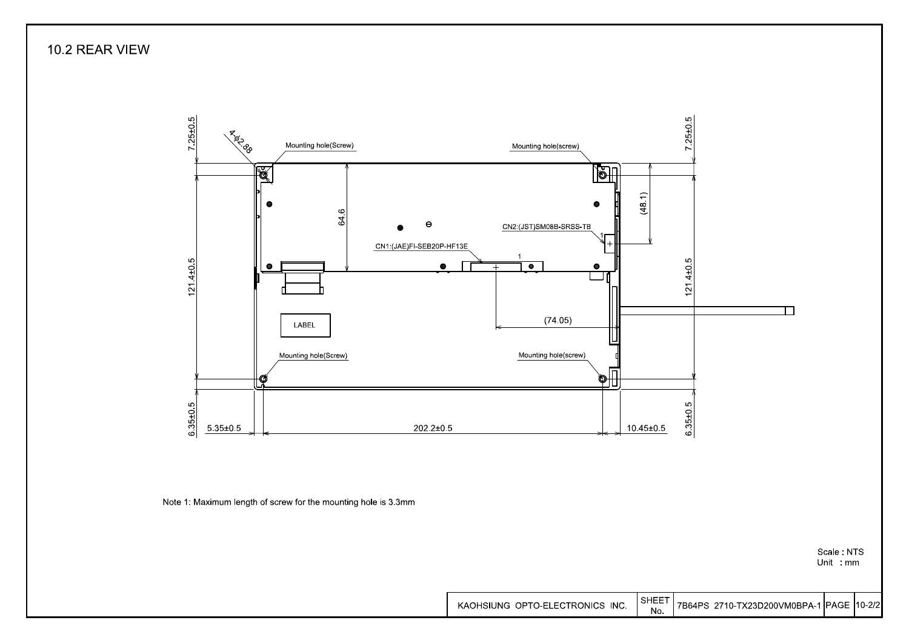## 10.2 REAR VIEW

7.25±0.5

4-φ2.88

Mounting hole(Screw)

Mounting hole(screw)

7.25±0.5

(48.1)

64.6

CN2:(JST)SM08B-SRSS-TB

CN1:(JAE)FI-SEB20P-HF13E

121.4±0.5

121.4±0.5

LABEL

(74.05)

Mounting hole(Screw)

Mounting hole(screw)

6.35±0.5

5.35±0.5

202.2±0.5

10.45±0.5

6.35±0.5

Note 1: Maximum length of screw for the mounting hole is 3.3mm

Scale : NTS
Unit : mm

| KAOHSIUNG OPTO-ELECTRONICS INC. | SHEET No. | 7B64PS 2710-TX23D200VM0BPA-1 | PAGE | 10-2/2 |
|---|---|---|---|---|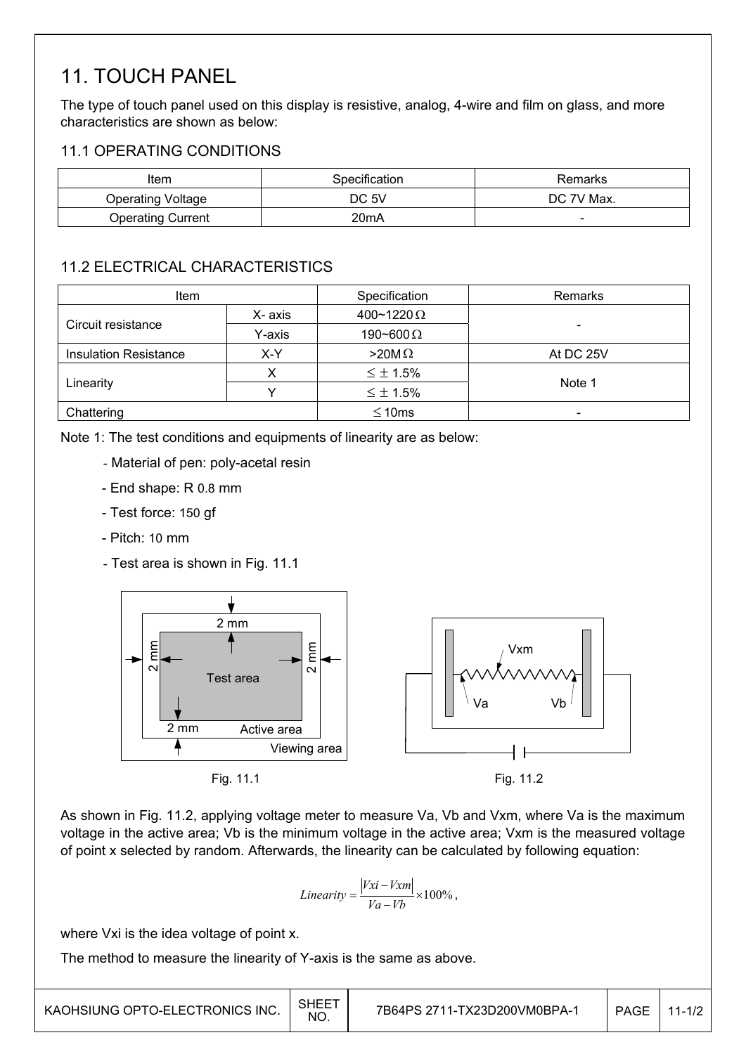# 11. TOUCH PANEL

The type of touch panel used on this display is resistive, analog, 4-wire and film on glass, and more characteristics are shown as below:

## 11.1 OPERATING CONDITIONS

| Item | Specification | Remarks |
|---|---|---|
| Operating Voltage | DC 5V | DC 7V Max. |
| Operating Current | 20mA | - |

## 11.2 ELECTRICAL CHARACTERISTICS

| Item | | Specification | Remarks |
|---|---|---|---|
| Circuit resistance | X- axis | 400~1220 Ω | - |
| | Y-axis | 190~600 Ω | |
| Insulation Resistance | X-Y | >20M Ω | At DC 25V |
| Linearity | X | ≤ ± 1.5% | Note 1 |
| | Y | ≤ ± 1.5% | |
| Chattering | | ≤ 10ms | - |

Note 1: The test conditions and equipments of linearity are as below:

- Material of pen: poly-acetal resin
- End shape: R 0.8 mm
- Test force: 150 gf
- Pitch: 10 mm
- Test area is shown in Fig. 11.1

Fig. 11.1

Fig. 11.2

As shown in Fig. 11.2, applying voltage meter to measure Va, Vb and Vxm, where Va is the maximum voltage in the active area; Vb is the minimum voltage in the active area; Vxm is the measured voltage of point x selected by random. Afterwards, the linearity can be calculated by following equation:

$$Linearity = \frac{|Vxi - Vxm|}{Va - Vb} \times 100\%,$$

where Vxi is the idea voltage of point x.

The method to measure the linearity of Y-axis is the same as above.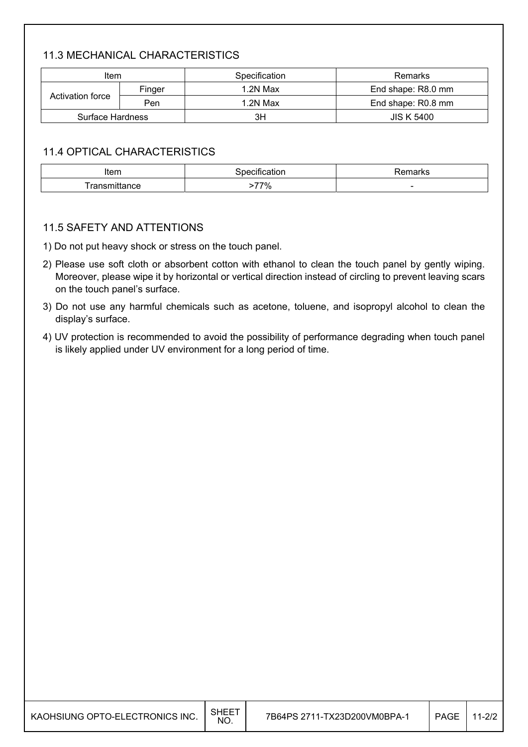### 11.3 MECHANICAL CHARACTERISTICS

| Item | | Specification | Remarks |
|---|---|---|---|
| Activation force | Finger | 1.2N Max | End shape: R8.0 mm |
| | Pen | 1.2N Max | End shape: R0.8 mm |
| Surface Hardness | | 3H | JIS K 5400 |

### 11.4 OPTICAL CHARACTERISTICS

| Item | Specification | Remarks |
|---|---|---|
| Transmittance | >77% | - |

### 11.5 SAFETY AND ATTENTIONS

1) Do not put heavy shock or stress on the touch panel.
2) Please use soft cloth or absorbent cotton with ethanol to clean the touch panel by gently wiping. Moreover, please wipe it by horizontal or vertical direction instead of circling to prevent leaving scars on the touch panel's surface.
3) Do not use any harmful chemicals such as acetone, toluene, and isopropyl alcohol to clean the display's surface.
4) UV protection is recommended to avoid the possibility of performance degrading when touch panel is likely applied under UV environment for a long period of time.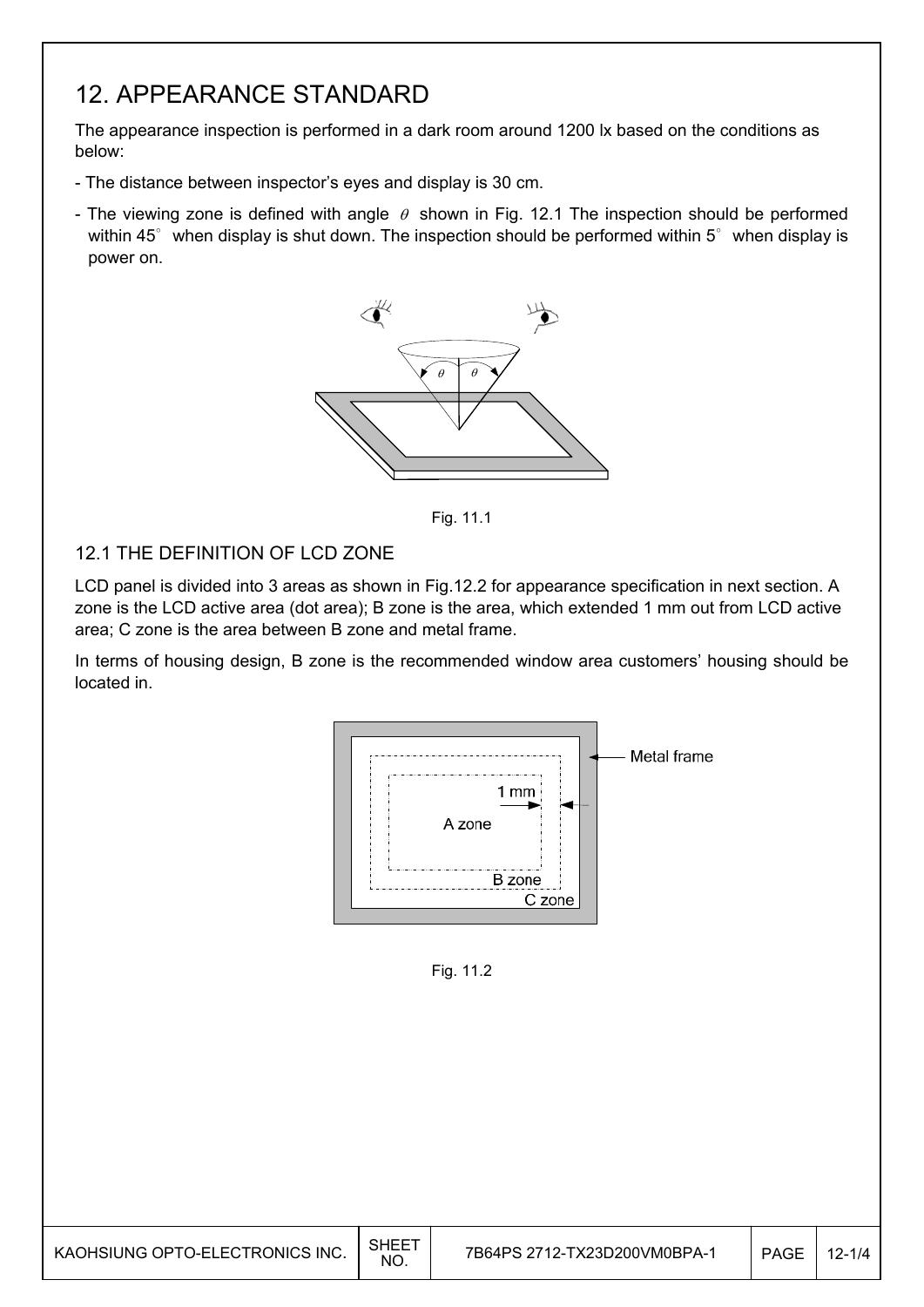# 12. APPEARANCE STANDARD

The appearance inspection is performed in a dark room around 1200 lx based on the conditions as below:

- The distance between inspector's eyes and display is 30 cm.
- The viewing zone is defined with angle $\theta$ shown in Fig. 12.1 The inspection should be performed within 45° when display is shut down. The inspection should be performed within 5° when display is power on.

Fig. 11.1

## 12.1 THE DEFINITION OF LCD ZONE

LCD panel is divided into 3 areas as shown in Fig.12.2 for appearance specification in next section. A zone is the LCD active area (dot area); B zone is the area, which extended 1 mm out from LCD active area; C zone is the area between B zone and metal frame.

In terms of housing design, B zone is the recommended window area customers' housing should be located in.

Fig. 11.2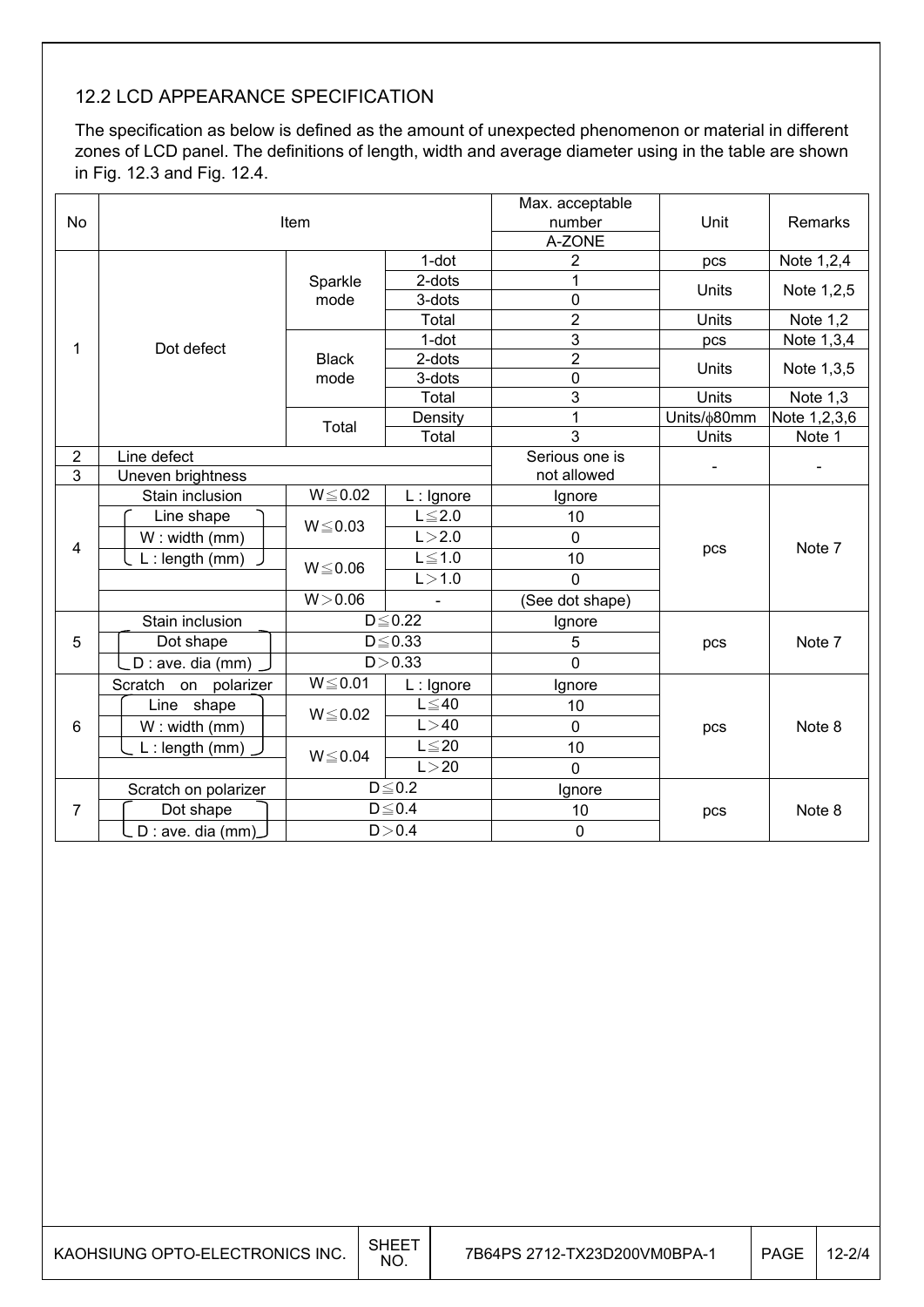## 12.2 LCD APPEARANCE SPECIFICATION

The specification as below is defined as the amount of unexpected phenomenon or material in different zones of LCD panel. The definitions of length, width and average diameter using in the table are shown in Fig. 12.3 and Fig. 12.4.

| No | Item | | | Max. acceptable number | Unit | Remarks |
|---|---|---|---|---|---|---|
| | | | | A-ZONE | | |
| 1 | Dot defect | Sparkle mode | 1-dot | 2 | pcs | Note 1,2,4 |
| | | | 2-dots | 1 | Units | Note 1,2,5 |
| | | | 3-dots | 0 | | |
| | | | Total | 2 | Units | Note 1,2 |
| | | Black mode | 1-dot | 3 | pcs | Note 1,3,4 |
| | | | 2-dots | 2 | Units | Note 1,3,5 |
| | | | 3-dots | 0 | | |
| | | | Total | 3 | Units | Note 1,3 |
| | | Total | Density | 1 | Units/ϕ80mm | Note 1,2,3,6 |
| | | | Total | 3 | Units | Note 1 |
| 2 | Line defect | | | Serious one is not allowed | - | - |
| 3 | Uneven brightness | | | | | |
| 4 | Stain inclusion | W≦0.02 | L : Ignore | Ignore | pcs | Note 7 |
| | Line shape | W≦0.03 | L≦2.0 | 10 | | |
| | W : width (mm) | | L＞2.0 | 0 | | |
| | L : length (mm) | W≦0.06 | L≦1.0 | 10 | | |
| | | | L＞1.0 | 0 | | |
| | | W＞0.06 | - | (See dot shape) | | |
| 5 | Stain inclusion | D≦0.22 | | Ignore | pcs | Note 7 |
| | Dot shape | D≦0.33 | | 5 | | |
| | D : ave. dia (mm) | D＞0.33 | | 0 | | |
| 6 | Scratch on polarizer | W≦0.01 | L : Ignore | Ignore | pcs | Note 8 |
| | Line shape | W≦0.02 | L≦40 | 10 | | |
| | W : width (mm) | | L＞40 | 0 | | |
| | L : length (mm) | W≦0.04 | L≦20 | 10 | | |
| | | | L＞20 | 0 | | |
| 7 | Scratch on polarizer | D≦0.2 | | Ignore | pcs | Note 8 |
| | Dot shape | D≦0.4 | | 10 | | |
| | D : ave. dia (mm) | D＞0.4 | | 0 | | |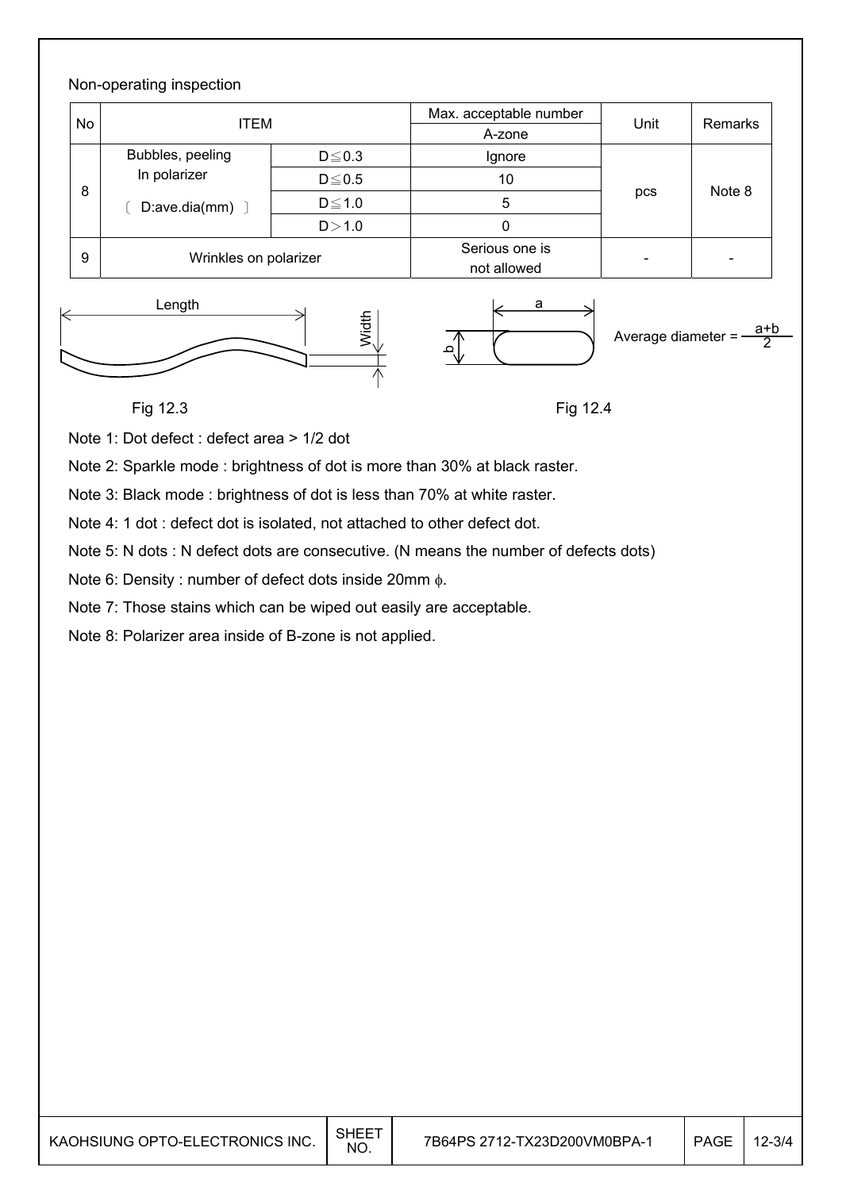Non-operating inspection

| No | ITEM | | Max. acceptable number | Unit | Remarks |
|---|---|---|---|---|---|
| | | | A-zone | | |
| 8 | Bubbles, peeling In polarizer 〔 D:ave.dia(mm) 〕 | D≦0.3 | Ignore | pcs | Note 8 |
| | | D≦0.5 | 10 | | |
| | | D≦1.0 | 5 | | |
| | | D＞1.0 | 0 | | |
| 9 | Wrinkles on polarizer | | Serious one is not allowed | - | - |

Length

Width

Fig 12.3

a

b

Average diameter = $\frac{a+b}{2}$

Fig 12.4

Note 1: Dot defect : defect area > 1/2 dot

Note 2: Sparkle mode : brightness of dot is more than 30% at black raster.

Note 3: Black mode : brightness of dot is less than 70% at white raster.

Note 4: 1 dot : defect dot is isolated, not attached to other defect dot.

Note 5: N dots : N defect dots are consecutive. (N means the number of defects dots)

Note 6: Density : number of defect dots inside 20mm $\phi$.

Note 7: Those stains which can be wiped out easily are acceptable.

Note 8: Polarizer area inside of B-zone is not applied.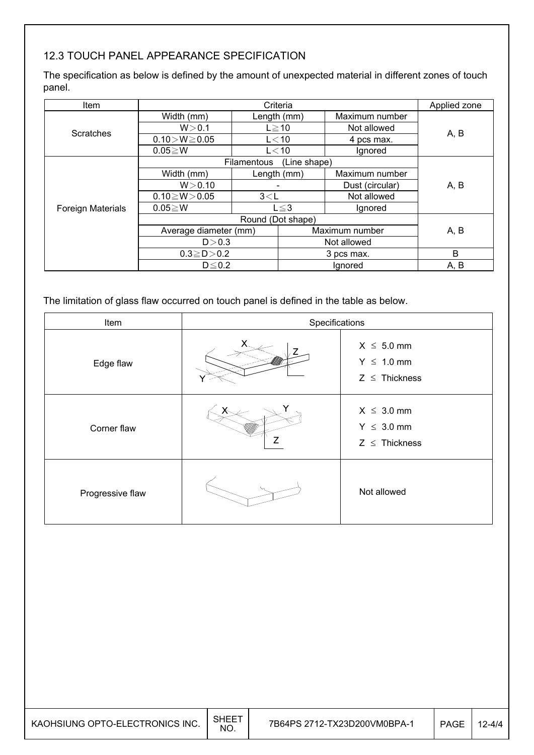## 12.3 TOUCH PANEL APPEARANCE SPECIFICATION

The specification as below is defined by the amount of unexpected material in different zones of touch panel.

| Item | Criteria | | | Applied zone |
|---|---|---|---|---|
| Scratches | Width (mm) | Length (mm) | Maximum number | A, B |
| | W＞0.1 | L≧10 | Not allowed | |
| | 0.10＞W≧0.05 | L＜10 | 4 pcs max. | |
| | 0.05≧W | L＜10 | Ignored | |
| Foreign Materials | Filamentous (Line shape) | | | A, B |
| | Width (mm) | Length (mm) | Maximum number | |
| | W＞0.10 | - | Dust (circular) | |
| | 0.10≧W＞0.05 | 3＜L | Not allowed | |
| | 0.05≧W | L≦3 | Ignored | |
| | Round (Dot shape) | | | A, B |
| | Average diameter (mm) | | Maximum number | |
| | D＞0.3 | | Not allowed | |
| | 0.3≧D＞0.2 | | 3 pcs max. | B |
| | D≦0.2 | | Ignored | A, B |

The limitation of glass flaw occurred on touch panel is defined in the table as below.

| Item | Specifications | |
|---|---|---|
| Edge flaw | | X ≤ 5.0 mm<br>Y ≤ 1.0 mm<br>Z ≤ Thickness |
| Corner flaw | | X ≤ 3.0 mm<br>Y ≤ 3.0 mm<br>Z ≤ Thickness |
| Progressive flaw | | Not allowed |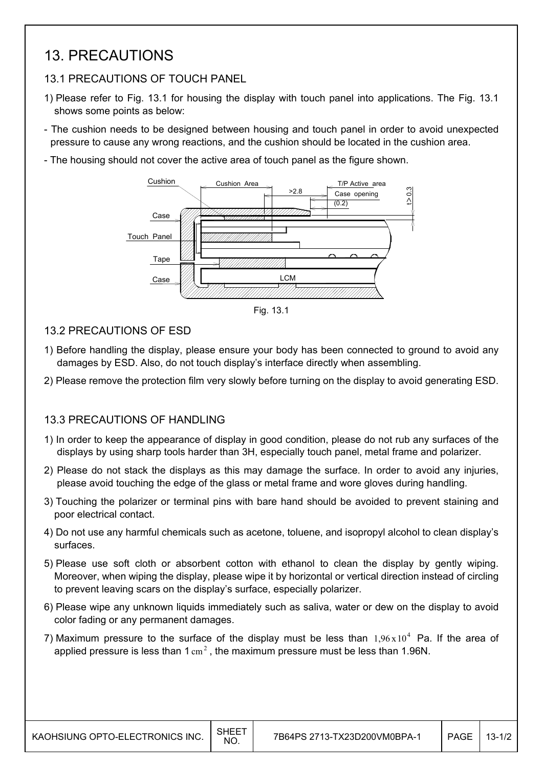# 13. PRECAUTIONS

## 13.1 PRECAUTIONS OF TOUCH PANEL

1) Please refer to Fig. 13.1 for housing the display with touch panel into applications. The Fig. 13.1 shows some points as below:

- The cushion needs to be designed between housing and touch panel in order to avoid unexpected pressure to cause any wrong reactions, and the cushion should be located in the cushion area.
- The housing should not cover the active area of touch panel as the figure shown.

Fig. 13.1

## 13.2 PRECAUTIONS OF ESD

1) Before handling the display, please ensure your body has been connected to ground to avoid any damages by ESD. Also, do not touch display's interface directly when assembling.
2) Please remove the protection film very slowly before turning on the display to avoid generating ESD.

## 13.3 PRECAUTIONS OF HANDLING

1) In order to keep the appearance of display in good condition, please do not rub any surfaces of the displays by using sharp tools harder than 3H, especially touch panel, metal frame and polarizer.
2) Please do not stack the displays as this may damage the surface. In order to avoid any injuries, please avoid touching the edge of the glass or metal frame and wore gloves during handling.
3) Touching the polarizer or terminal pins with bare hand should be avoided to prevent staining and poor electrical contact.
4) Do not use any harmful chemicals such as acetone, toluene, and isopropyl alcohol to clean display's surfaces.
5) Please use soft cloth or absorbent cotton with ethanol to clean the display by gently wiping. Moreover, when wiping the display, please wipe it by horizontal or vertical direction instead of circling to prevent leaving scars on the display's surface, especially polarizer.
6) Please wipe any unknown liquids immediately such as saliva, water or dew on the display to avoid color fading or any permanent damages.
7) Maximum pressure to the surface of the display must be less than $1{,}96 \times 10^4$ Pa. If the area of applied pressure is less than 1 $cm^2$, the maximum pressure must be less than 1.96N.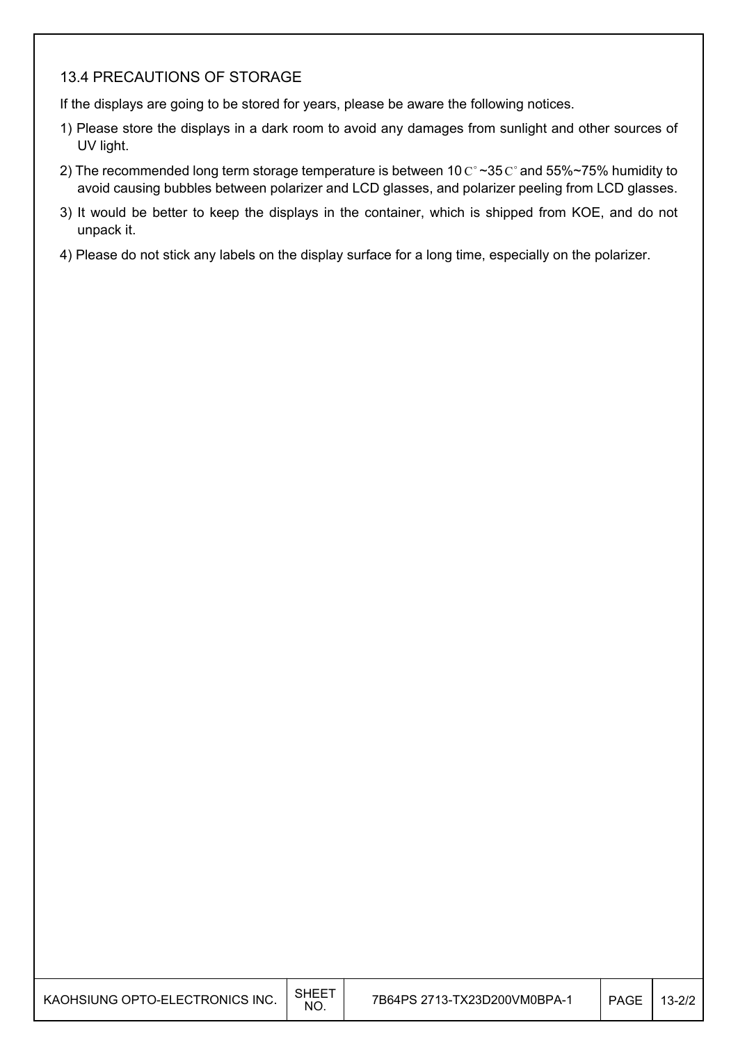### 13.4 PRECAUTIONS OF STORAGE

If the displays are going to be stored for years, please be aware the following notices.

1) Please store the displays in a dark room to avoid any damages from sunlight and other sources of UV light.
2) The recommended long term storage temperature is between 10C°~35C° and 55%~75% humidity to avoid causing bubbles between polarizer and LCD glasses, and polarizer peeling from LCD glasses.
3) It would be better to keep the displays in the container, which is shipped from KOE, and do not unpack it.
4) Please do not stick any labels on the display surface for a long time, especially on the polarizer.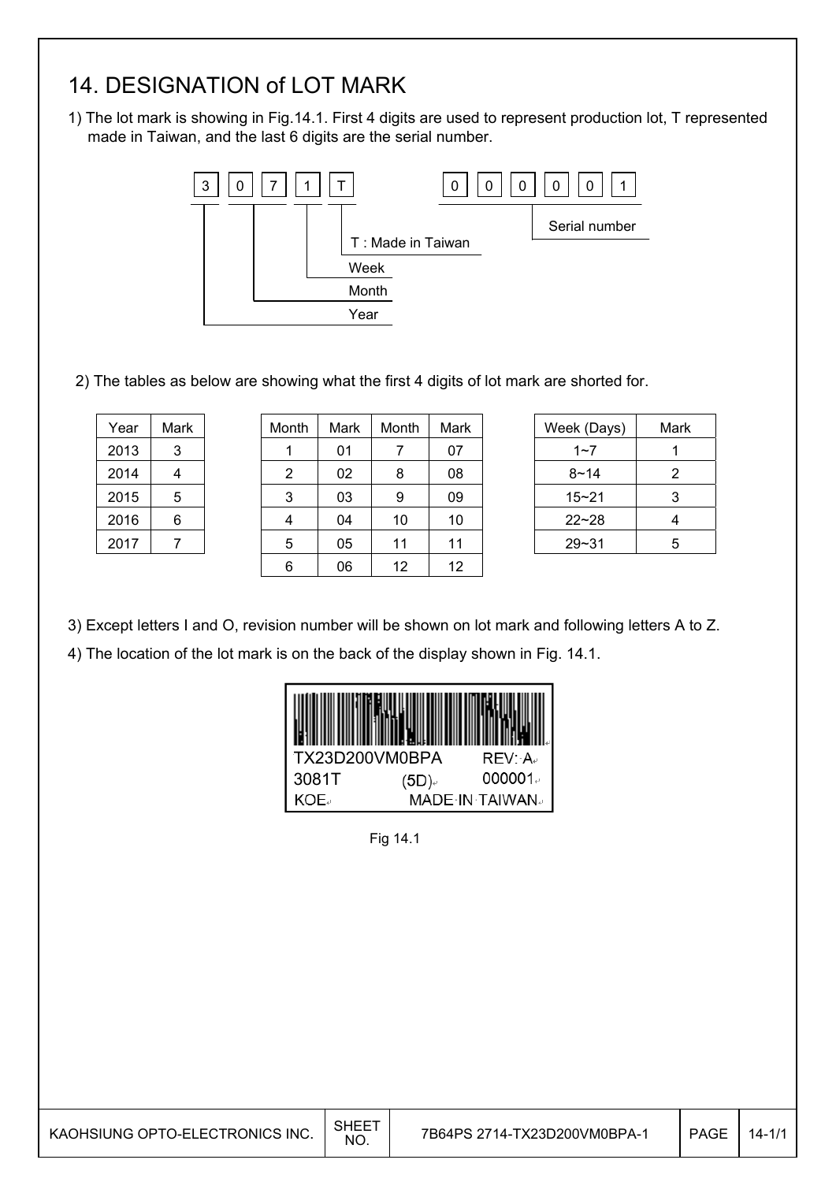# 14. DESIGNATION of LOT MARK

1) The lot mark is showing in Fig.14.1. First 4 digits are used to represent production lot, T represented made in Taiwan, and the last 6 digits are the serial number.

3 0 7 1 T 0 0 0 0 0 1

Year
Month
Week
T : Made in Taiwan
Serial number

2) The tables as below are showing what the first 4 digits of lot mark are shorted for.

| Year | Mark |
|---|---|
| 2013 | 3 |
| 2014 | 4 |
| 2015 | 5 |
| 2016 | 6 |
| 2017 | 7 |

| Month | Mark | Month | Mark |
|---|---|---|---|
| 1 | 01 | 7 | 07 |
| 2 | 02 | 8 | 08 |
| 3 | 03 | 9 | 09 |
| 4 | 04 | 10 | 10 |
| 5 | 05 | 11 | 11 |
| 6 | 06 | 12 | 12 |

| Week (Days) | Mark |
|---|---|
| 1~7 | 1 |
| 8~14 | 2 |
| 15~21 | 3 |
| 22~28 | 4 |
| 29~31 | 5 |

3) Except letters I and O, revision number will be shown on lot mark and following letters A to Z.

4) The location of the lot mark is on the back of the display shown in Fig. 14.1.

TX23D200VM0BPA REV: A
3081T (5D) 000001
KOE MADE IN TAIWAN

Fig 14.1